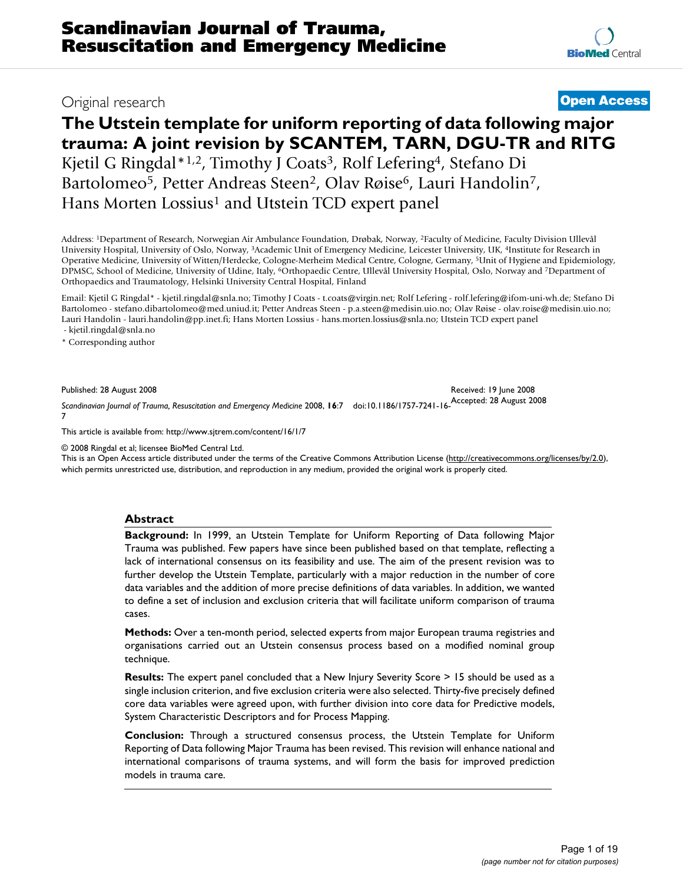Original research

**Open Access**

# The Utstein template for uniform reporting of data following major trauma: A joint revision by SCANTEM, TARN, DGU-TR and RITG

Kjetil G Ringdal*[1,2], Timothy J Coats[3], Rolf Lefering[4], Stefano Di Bartolomeo[5], Petter Andreas Steen[2], Olav Røise[6], Lauri Handolin[7], Hans Morten Lossius[1] and Utstein TCD expert panel

Address: [1]Department of Research, Norwegian Air Ambulance Foundation, Drøbak, Norway, [2]Faculty of Medicine, Faculty Division Ullevål University Hospital, University of Oslo, Norway, [3]Academic Unit of Emergency Medicine, Leicester University, UK, [4]Institute for Research in Operative Medicine, University of Witten/Herdecke, Cologne-Merheim Medical Centre, Cologne, Germany, [5]Unit of Hygiene and Epidemiology, DPMSC, School of Medicine, University of Udine, Italy, [6]Orthopaedic Centre, Ullevål University Hospital, Oslo, Norway and [7]Department of Orthopaedics and Traumatology, Helsinki University Central Hospital, Finland

Email: Kjetil G Ringdal* - kjetil.ringdal@snla.no; Timothy J Coats - t.coats@virgin.net; Rolf Lefering - rolf.lefering@ifom-uni-wh.de; Stefano Di Bartolomeo - stefano.dibartolomeo@med.uniud.it; Petter Andreas Steen - p.a.steen@medisin.uio.no; Olav Røise - olav.roise@medisin.uio.no; Lauri Handolin - lauri.handolin@pp.inet.fi; Hans Morten Lossius - hans.morten.lossius@snla.no; Utstein TCD expert panel - kjetil.ringdal@snla.no

\* Corresponding author

Published: 28 August 2008

Received: 19 June 2008

Accepted: 28 August 2008

*Scandinavian Journal of Trauma, Resuscitation and Emergency Medicine* 2008, **16**:7 doi:10.1186/1757-7241-16-7

This article is available from: http://www.sjtrem.com/content/16/1/7

© 2008 Ringdal et al; licensee BioMed Central Ltd.

This is an Open Access article distributed under the terms of the Creative Commons Attribution License (http://creativecommons.org/licenses/by/2.0), which permits unrestricted use, distribution, and reproduction in any medium, provided the original work is properly cited.

## Abstract

**Background:** In 1999, an Utstein Template for Uniform Reporting of Data following Major Trauma was published. Few papers have since been published based on that template, reflecting a lack of international consensus on its feasibility and use. The aim of the present revision was to further develop the Utstein Template, particularly with a major reduction in the number of core data variables and the addition of more precise definitions of data variables. In addition, we wanted to define a set of inclusion and exclusion criteria that will facilitate uniform comparison of trauma cases.

**Methods:** Over a ten-month period, selected experts from major European trauma registries and organisations carried out an Utstein consensus process based on a modified nominal group technique.

**Results:** The expert panel concluded that a New Injury Severity Score > 15 should be used as a single inclusion criterion, and five exclusion criteria were also selected. Thirty-five precisely defined core data variables were agreed upon, with further division into core data for Predictive models, System Characteristic Descriptors and for Process Mapping.

**Conclusion:** Through a structured consensus process, the Utstein Template for Uniform Reporting of Data following Major Trauma has been revised. This revision will enhance national and international comparisons of trauma systems, and will form the basis for improved prediction models in trauma care.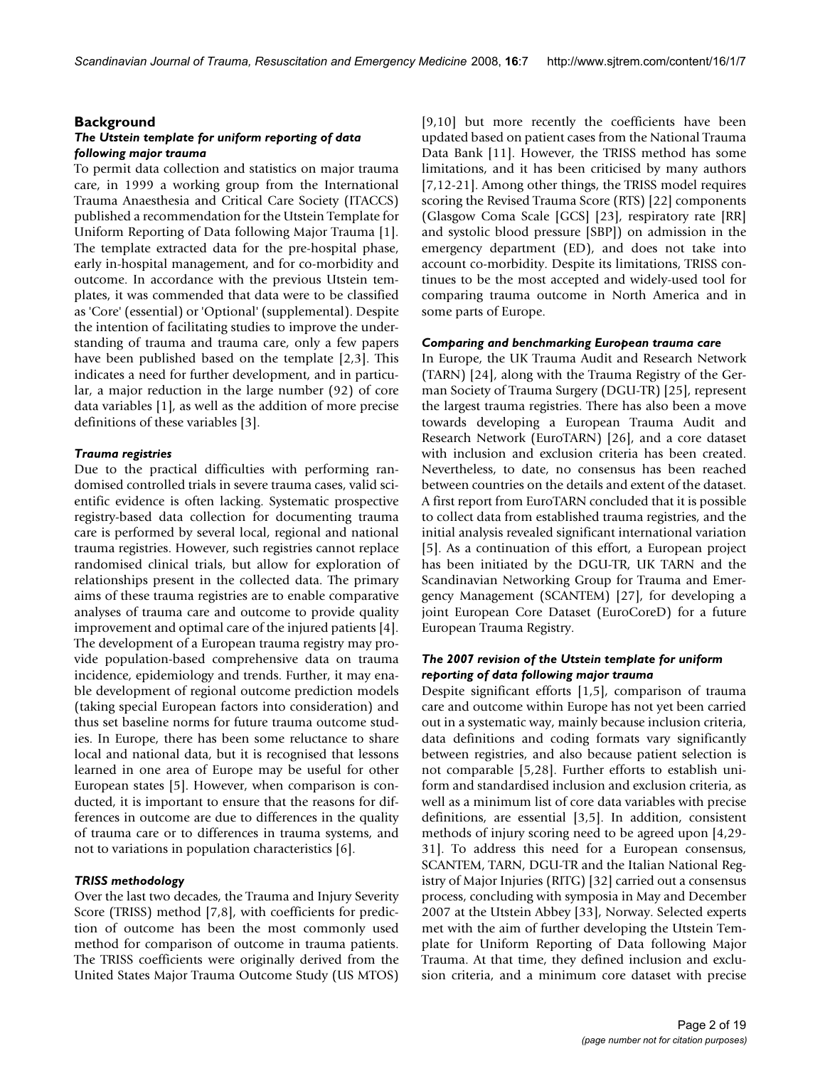## Background

### *The Utstein template for uniform reporting of data following major trauma*

To permit data collection and statistics on major trauma care, in 1999 a working group from the International Trauma Anaesthesia and Critical Care Society (ITACCS) published a recommendation for the Utstein Template for Uniform Reporting of Data following Major Trauma [1]. The template extracted data for the pre-hospital phase, early in-hospital management, and for co-morbidity and outcome. In accordance with the previous Utstein templates, it was commended that data were to be classified as 'Core' (essential) or 'Optional' (supplemental). Despite the intention of facilitating studies to improve the understanding of trauma and trauma care, only a few papers have been published based on the template [2,3]. This indicates a need for further development, and in particular, a major reduction in the large number (92) of core data variables [1], as well as the addition of more precise definitions of these variables [3].

### *Trauma registries*

Due to the practical difficulties with performing randomised controlled trials in severe trauma cases, valid scientific evidence is often lacking. Systematic prospective registry-based data collection for documenting trauma care is performed by several local, regional and national trauma registries. However, such registries cannot replace randomised clinical trials, but allow for exploration of relationships present in the collected data. The primary aims of these trauma registries are to enable comparative analyses of trauma care and outcome to provide quality improvement and optimal care of the injured patients [4]. The development of a European trauma registry may provide population-based comprehensive data on trauma incidence, epidemiology and trends. Further, it may enable development of regional outcome prediction models (taking special European factors into consideration) and thus set baseline norms for future trauma outcome studies. In Europe, there has been some reluctance to share local and national data, but it is recognised that lessons learned in one area of Europe may be useful for other European states [5]. However, when comparison is conducted, it is important to ensure that the reasons for differences in outcome are due to differences in the quality of trauma care or to differences in trauma systems, and not to variations in population characteristics [6].

### *TRISS methodology*

Over the last two decades, the Trauma and Injury Severity Score (TRISS) method [7,8], with coefficients for prediction of outcome has been the most commonly used method for comparison of outcome in trauma patients. The TRISS coefficients were originally derived from the United States Major Trauma Outcome Study (US MTOS) [9,10] but more recently the coefficients have been updated based on patient cases from the National Trauma Data Bank [11]. However, the TRISS method has some limitations, and it has been criticised by many authors [7,12-21]. Among other things, the TRISS model requires scoring the Revised Trauma Score (RTS) [22] components (Glasgow Coma Scale [GCS] [23], respiratory rate [RR] and systolic blood pressure [SBP]) on admission in the emergency department (ED), and does not take into account co-morbidity. Despite its limitations, TRISS continues to be the most accepted and widely-used tool for comparing trauma outcome in North America and in some parts of Europe.

### *Comparing and benchmarking European trauma care*

In Europe, the UK Trauma Audit and Research Network (TARN) [24], along with the Trauma Registry of the German Society of Trauma Surgery (DGU-TR) [25], represent the largest trauma registries. There has also been a move towards developing a European Trauma Audit and Research Network (EuroTARN) [26], and a core dataset with inclusion and exclusion criteria has been created. Nevertheless, to date, no consensus has been reached between countries on the details and extent of the dataset. A first report from EuroTARN concluded that it is possible to collect data from established trauma registries, and the initial analysis revealed significant international variation [5]. As a continuation of this effort, a European project has been initiated by the DGU-TR, UK TARN and the Scandinavian Networking Group for Trauma and Emergency Management (SCANTEM) [27], for developing a joint European Core Dataset (EuroCoreD) for a future European Trauma Registry.

### *The 2007 revision of the Utstein template for uniform reporting of data following major trauma*

Despite significant efforts [1,5], comparison of trauma care and outcome within Europe has not yet been carried out in a systematic way, mainly because inclusion criteria, data definitions and coding formats vary significantly between registries, and also because patient selection is not comparable [5,28]. Further efforts to establish uniform and standardised inclusion and exclusion criteria, as well as a minimum list of core data variables with precise definitions, are essential [3,5]. In addition, consistent methods of injury scoring need to be agreed upon [4,29-31]. To address this need for a European consensus, SCANTEM, TARN, DGU-TR and the Italian National Registry of Major Injuries (RITG) [32] carried out a consensus process, concluding with symposia in May and December 2007 at the Utstein Abbey [33], Norway. Selected experts met with the aim of further developing the Utstein Template for Uniform Reporting of Data following Major Trauma. At that time, they defined inclusion and exclusion criteria, and a minimum core dataset with precise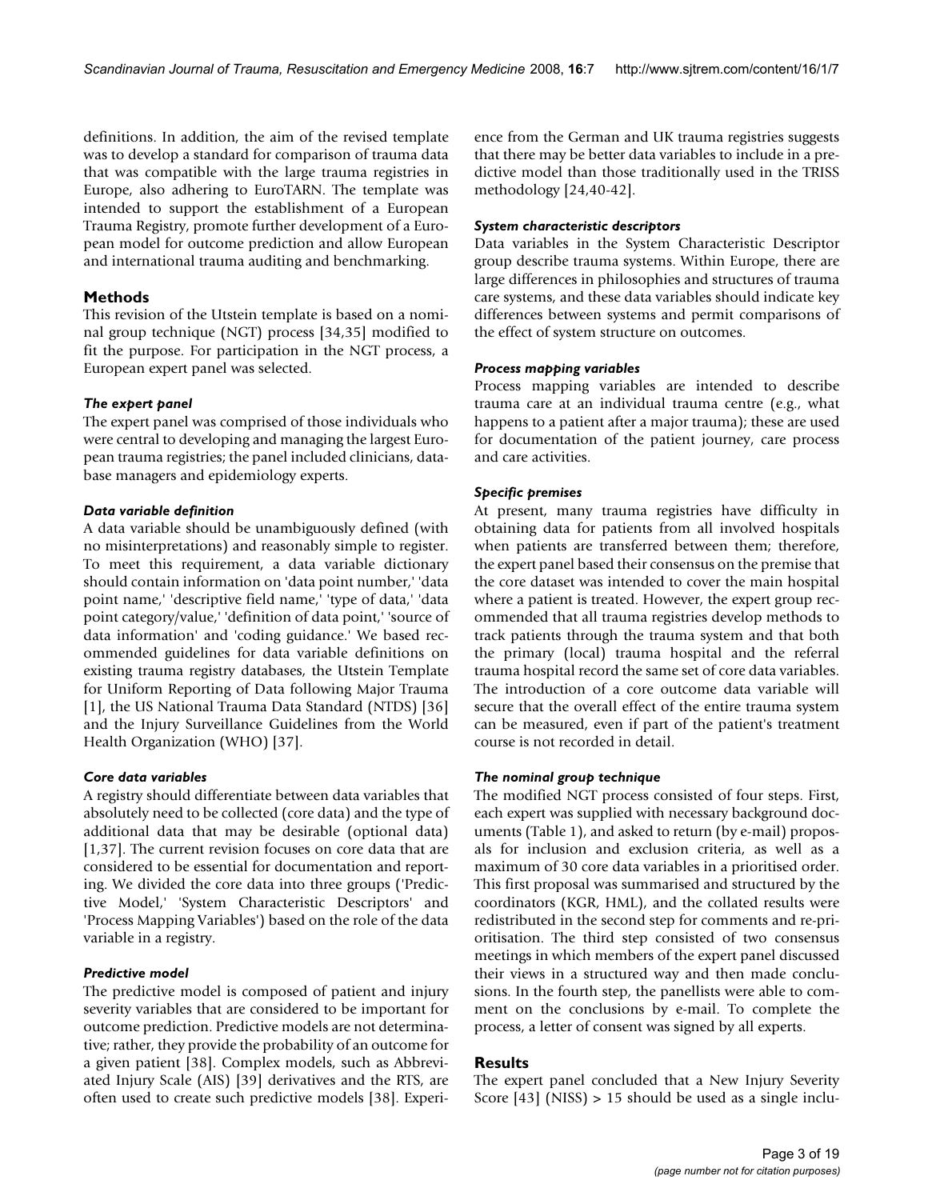definitions. In addition, the aim of the revised template was to develop a standard for comparison of trauma data that was compatible with the large trauma registries in Europe, also adhering to EuroTARN. The template was intended to support the establishment of a European Trauma Registry, promote further development of a European model for outcome prediction and allow European and international trauma auditing and benchmarking.

## Methods

This revision of the Utstein template is based on a nominal group technique (NGT) process [34,35] modified to fit the purpose. For participation in the NGT process, a European expert panel was selected.

### *The expert panel*

The expert panel was comprised of those individuals who were central to developing and managing the largest European trauma registries; the panel included clinicians, database managers and epidemiology experts.

### *Data variable definition*

A data variable should be unambiguously defined (with no misinterpretations) and reasonably simple to register. To meet this requirement, a data variable dictionary should contain information on 'data point number,' 'data point name,' 'descriptive field name,' 'type of data,' 'data point category/value,' 'definition of data point,' 'source of data information' and 'coding guidance.' We based recommended guidelines for data variable definitions on existing trauma registry databases, the Utstein Template for Uniform Reporting of Data following Major Trauma [1], the US National Trauma Data Standard (NTDS) [36] and the Injury Surveillance Guidelines from the World Health Organization (WHO) [37].

### *Core data variables*

A registry should differentiate between data variables that absolutely need to be collected (core data) and the type of additional data that may be desirable (optional data) [1,37]. The current revision focuses on core data that are considered to be essential for documentation and reporting. We divided the core data into three groups ('Predictive Model,' 'System Characteristic Descriptors' and 'Process Mapping Variables') based on the role of the data variable in a registry.

### *Predictive model*

The predictive model is composed of patient and injury severity variables that are considered to be important for outcome prediction. Predictive models are not determinative; rather, they provide the probability of an outcome for a given patient [38]. Complex models, such as Abbreviated Injury Scale (AIS) [39] derivatives and the RTS, are often used to create such predictive models [38]. Experience from the German and UK trauma registries suggests that there may be better data variables to include in a predictive model than those traditionally used in the TRISS methodology [24,40-42].

### *System characteristic descriptors*

Data variables in the System Characteristic Descriptor group describe trauma systems. Within Europe, there are large differences in philosophies and structures of trauma care systems, and these data variables should indicate key differences between systems and permit comparisons of the effect of system structure on outcomes.

### *Process mapping variables*

Process mapping variables are intended to describe trauma care at an individual trauma centre (e.g., what happens to a patient after a major trauma); these are used for documentation of the patient journey, care process and care activities.

### *Specific premises*

At present, many trauma registries have difficulty in obtaining data for patients from all involved hospitals when patients are transferred between them; therefore, the expert panel based their consensus on the premise that the core dataset was intended to cover the main hospital where a patient is treated. However, the expert group recommended that all trauma registries develop methods to track patients through the trauma system and that both the primary (local) trauma hospital and the referral trauma hospital record the same set of core data variables. The introduction of a core outcome data variable will secure that the overall effect of the entire trauma system can be measured, even if part of the patient's treatment course is not recorded in detail.

### *The nominal group technique*

The modified NGT process consisted of four steps. First, each expert was supplied with necessary background documents (Table 1), and asked to return (by e-mail) proposals for inclusion and exclusion criteria, as well as a maximum of 30 core data variables in a prioritised order. This first proposal was summarised and structured by the coordinators (KGR, HML), and the collated results were redistributed in the second step for comments and re-prioritisation. The third step consisted of two consensus meetings in which members of the expert panel discussed their views in a structured way and then made conclusions. In the fourth step, the panellists were able to comment on the conclusions by e-mail. To complete the process, a letter of consent was signed by all experts.

## Results

The expert panel concluded that a New Injury Severity Score [43] (NISS) > 15 should be used as a single inclu-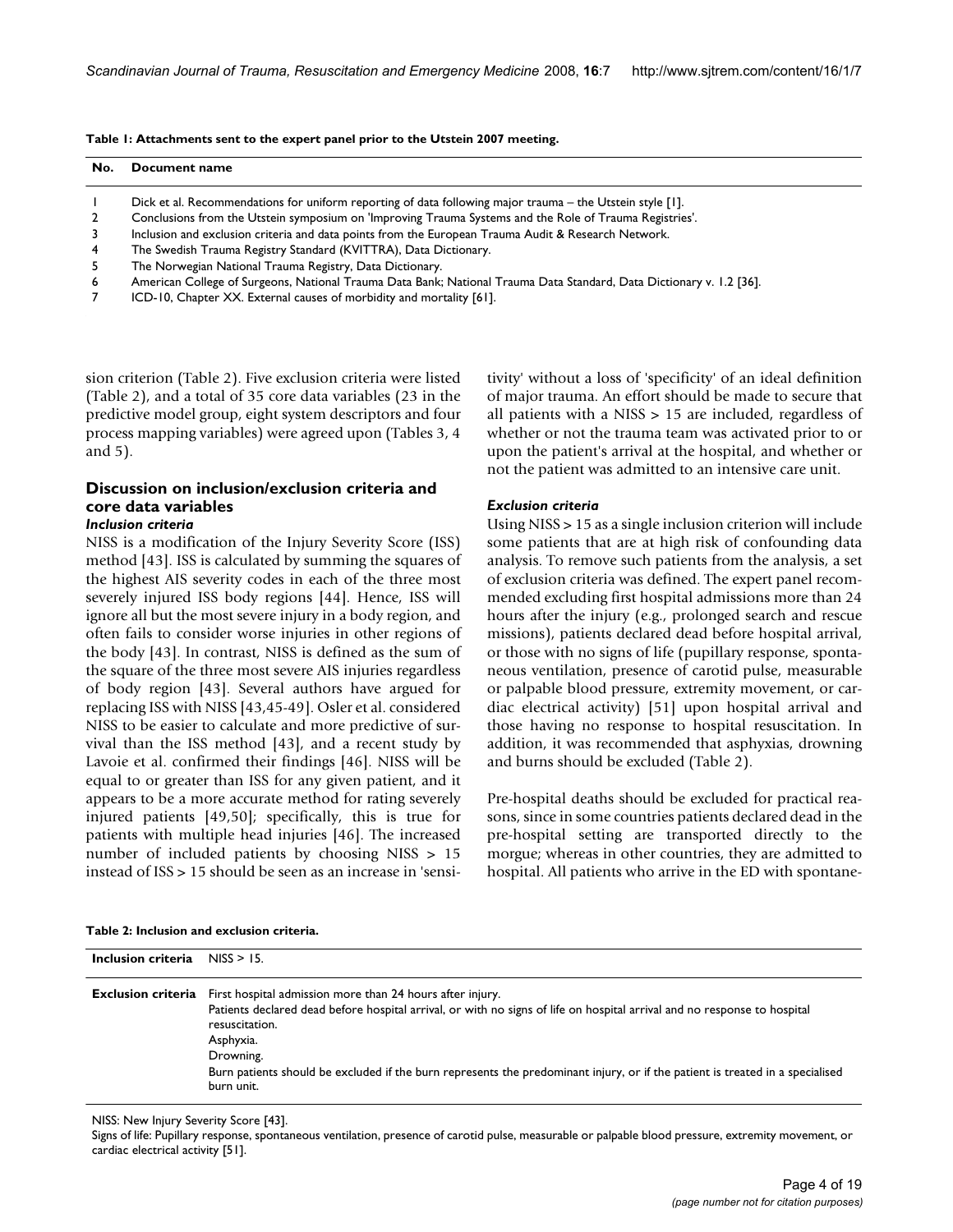**Table 1: Attachments sent to the expert panel prior to the Utstein 2007 meeting.**

| No. | Document name |
|---|---|
| 1 | Dick et al. Recommendations for uniform reporting of data following major trauma – the Utstein style [1]. |
| 2 | Conclusions from the Utstein symposium on 'Improving Trauma Systems and the Role of Trauma Registries'. |
| 3 | Inclusion and exclusion criteria and data points from the European Trauma Audit & Research Network. |
| 4 | The Swedish Trauma Registry Standard (KVITTRA), Data Dictionary. |
| 5 | The Norwegian National Trauma Registry, Data Dictionary. |
| 6 | American College of Surgeons, National Trauma Data Bank; National Trauma Data Standard, Data Dictionary v. 1.2 [36]. |
| 7 | ICD-10, Chapter XX. External causes of morbidity and mortality [61]. |

sion criterion (Table 2). Five exclusion criteria were listed (Table 2), and a total of 35 core data variables (23 in the predictive model group, eight system descriptors and four process mapping variables) were agreed upon (Tables 3, 4 and 5).

## Discussion on inclusion/exclusion criteria and core data variables

### *Inclusion criteria*

NISS is a modification of the Injury Severity Score (ISS) method [43]. ISS is calculated by summing the squares of the highest AIS severity codes in each of the three most severely injured ISS body regions [44]. Hence, ISS will ignore all but the most severe injury in a body region, and often fails to consider worse injuries in other regions of the body [43]. In contrast, NISS is defined as the sum of the square of the three most severe AIS injuries regardless of body region [43]. Several authors have argued for replacing ISS with NISS [43,45-49]. Osler et al. considered NISS to be easier to calculate and more predictive of survival than the ISS method [43], and a recent study by Lavoie et al. confirmed their findings [46]. NISS will be equal to or greater than ISS for any given patient, and it appears to be a more accurate method for rating severely injured patients [49,50]; specifically, this is true for patients with multiple head injuries [46]. The increased number of included patients by choosing NISS > 15 instead of ISS > 15 should be seen as an increase in 'sensitivity' without a loss of 'specificity' of an ideal definition of major trauma. An effort should be made to secure that all patients with a NISS > 15 are included, regardless of whether or not the trauma team was activated prior to or upon the patient's arrival at the hospital, and whether or not the patient was admitted to an intensive care unit.

### *Exclusion criteria*

Using NISS > 15 as a single inclusion criterion will include some patients that are at high risk of confounding data analysis. To remove such patients from the analysis, a set of exclusion criteria was defined. The expert panel recommended excluding first hospital admissions more than 24 hours after the injury (e.g., prolonged search and rescue missions), patients declared dead before hospital arrival, or those with no signs of life (pupillary response, spontaneous ventilation, presence of carotid pulse, measurable or palpable blood pressure, extremity movement, or cardiac electrical activity) [51] upon hospital arrival and those having no response to hospital resuscitation. In addition, it was recommended that asphyxias, drowning and burns should be excluded (Table 2).

Pre-hospital deaths should be excluded for practical reasons, since in some countries patients declared dead in the pre-hospital setting are transported directly to the morgue; whereas in other countries, they are admitted to hospital. All patients who arrive in the ED with spontane-

**Table 2: Inclusion and exclusion criteria.**

| | |
|---|---|
| **Inclusion criteria** | NISS > 15. |
| **Exclusion criteria** | First hospital admission more than 24 hours after injury.<br>Patients declared dead before hospital arrival, or with no signs of life on hospital arrival and no response to hospital resuscitation.<br>Asphyxia.<br>Drowning.<br>Burn patients should be excluded if the burn represents the predominant injury, or if the patient is treated in a specialised burn unit. |

NISS: New Injury Severity Score [43].
Signs of life: Pupillary response, spontaneous ventilation, presence of carotid pulse, measurable or palpable blood pressure, extremity movement, or cardiac electrical activity [51].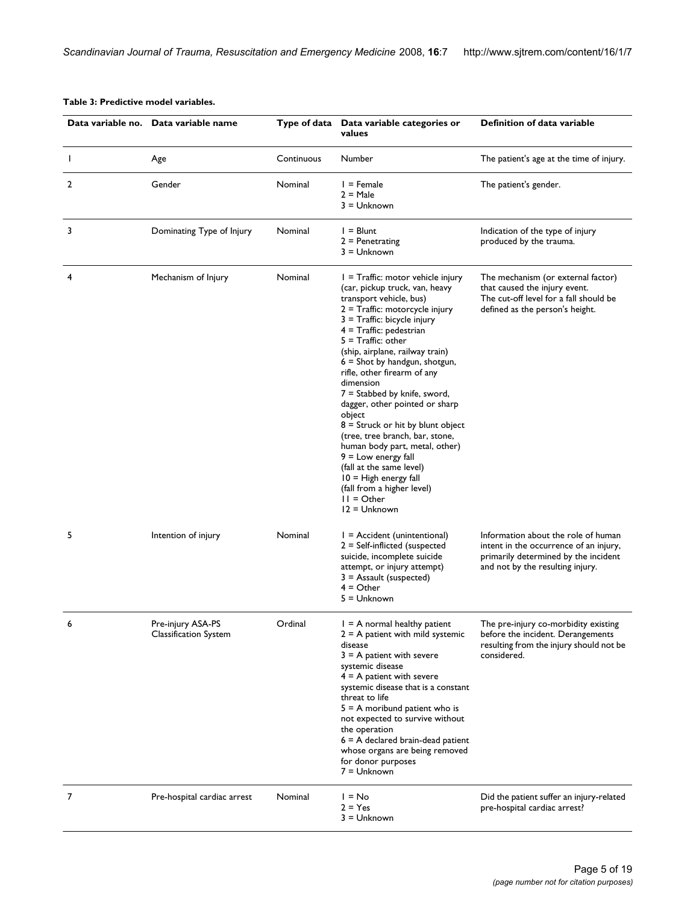**Table 3: Predictive model variables.**

| Data variable no. | Data variable name | Type of data | Data variable categories or values | Definition of data variable |
|---|---|---|---|---|
| 1 | Age | Continuous | Number | The patient's age at the time of injury. |
| 2 | Gender | Nominal | 1 = Female<br>2 = Male<br>3 = Unknown | The patient's gender. |
| 3 | Dominating Type of Injury | Nominal | 1 = Blunt<br>2 = Penetrating<br>3 = Unknown | Indication of the type of injury produced by the trauma. |
| 4 | Mechanism of Injury | Nominal | 1 = Traffic: motor vehicle injury (car, pickup truck, van, heavy transport vehicle, bus)<br>2 = Traffic: motorcycle injury<br>3 = Traffic: bicycle injury<br>4 = Traffic: pedestrian<br>5 = Traffic: other (ship, airplane, railway train)<br>6 = Shot by handgun, shotgun, rifle, other firearm of any dimension<br>7 = Stabbed by knife, sword, dagger, other pointed or sharp object<br>8 = Struck or hit by blunt object (tree, tree branch, bar, stone, human body part, metal, other)<br>9 = Low energy fall (fall at the same level)<br>10 = High energy fall (fall from a higher level)<br>11 = Other<br>12 = Unknown | The mechanism (or external factor) that caused the injury event. The cut-off level for a fall should be defined as the person's height. |
| 5 | Intention of injury | Nominal | 1 = Accident (unintentional)<br>2 = Self-inflicted (suspected suicide, incomplete suicide attempt, or injury attempt)<br>3 = Assault (suspected)<br>4 = Other<br>5 = Unknown | Information about the role of human intent in the occurrence of an injury, primarily determined by the incident and not by the resulting injury. |
| 6 | Pre-injury ASA-PS Classification System | Ordinal | 1 = A normal healthy patient<br>2 = A patient with mild systemic disease<br>3 = A patient with severe systemic disease<br>4 = A patient with severe systemic disease that is a constant threat to life<br>5 = A moribund patient who is not expected to survive without the operation<br>6 = A declared brain-dead patient whose organs are being removed for donor purposes<br>7 = Unknown | The pre-injury co-morbidity existing before the incident. Derangements resulting from the injury should not be considered. |
| 7 | Pre-hospital cardiac arrest | Nominal | 1 = No<br>2 = Yes<br>3 = Unknown | Did the patient suffer an injury-related pre-hospital cardiac arrest? |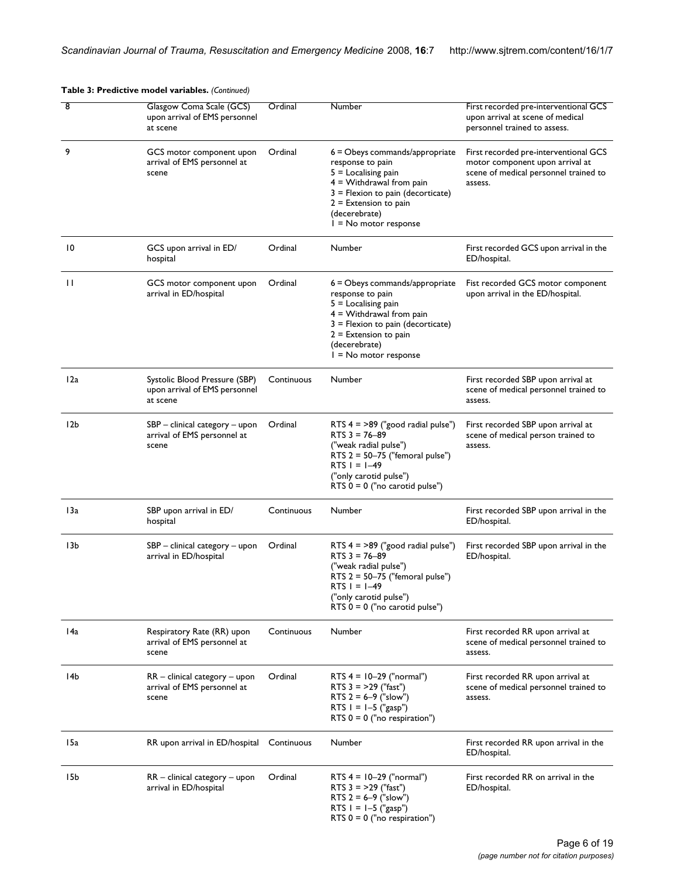**Table 3: Predictive model variables.** *(Continued)*

| | | | | |
|---|---|---|---|---|
| 8 | Glasgow Coma Scale (GCS) upon arrival of EMS personnel at scene | Ordinal | Number | First recorded pre-interventional GCS upon arrival at scene of medical personnel trained to assess. |
| 9 | GCS motor component upon arrival of EMS personnel at scene | Ordinal | 6 = Obeys commands/appropriate response to pain<br>5 = Localising pain<br>4 = Withdrawal from pain<br>3 = Flexion to pain (decorticate)<br>2 = Extension to pain (decerebrate)<br>1 = No motor response | First recorded pre-interventional GCS motor component upon arrival at scene of medical personnel trained to assess. |
| 10 | GCS upon arrival in ED/ hospital | Ordinal | Number | First recorded GCS upon arrival in the ED/hospital. |
| 11 | GCS motor component upon arrival in ED/hospital | Ordinal | 6 = Obeys commands/appropriate response to pain<br>5 = Localising pain<br>4 = Withdrawal from pain<br>3 = Flexion to pain (decorticate)<br>2 = Extension to pain (decerebrate)<br>1 = No motor response | Fist recorded GCS motor component upon arrival in the ED/hospital. |
| 12a | Systolic Blood Pressure (SBP) upon arrival of EMS personnel at scene | Continuous | Number | First recorded SBP upon arrival at scene of medical personnel trained to assess. |
| 12b | SBP – clinical category – upon arrival of EMS personnel at scene | Ordinal | RTS 4 = >89 ("good radial pulse")<br>RTS 3 = 76–89 ("weak radial pulse")<br>RTS 2 = 50–75 ("femoral pulse")<br>RTS 1 = 1–49 ("only carotid pulse")<br>RTS 0 = 0 ("no carotid pulse") | First recorded SBP upon arrival at scene of medical person trained to assess. |
| 13a | SBP upon arrival in ED/ hospital | Continuous | Number | First recorded SBP upon arrival in the ED/hospital. |
| 13b | SBP – clinical category – upon arrival in ED/hospital | Ordinal | RTS 4 = >89 ("good radial pulse")<br>RTS 3 = 76–89 ("weak radial pulse")<br>RTS 2 = 50–75 ("femoral pulse")<br>RTS 1 = 1–49 ("only carotid pulse")<br>RTS 0 = 0 ("no carotid pulse") | First recorded SBP upon arrival in the ED/hospital. |
| 14a | Respiratory Rate (RR) upon arrival of EMS personnel at scene | Continuous | Number | First recorded RR upon arrival at scene of medical personnel trained to assess. |
| 14b | RR – clinical category – upon arrival of EMS personnel at scene | Ordinal | RTS 4 = 10–29 ("normal")<br>RTS 3 = >29 ("fast")<br>RTS 2 = 6–9 ("slow")<br>RTS 1 = 1–5 ("gasp")<br>RTS 0 = 0 ("no respiration") | First recorded RR upon arrival at scene of medical personnel trained to assess. |
| 15a | RR upon arrival in ED/hospital | Continuous | Number | First recorded RR upon arrival in the ED/hospital. |
| 15b | RR – clinical category – upon arrival in ED/hospital | Ordinal | RTS 4 = 10–29 ("normal")<br>RTS 3 = >29 ("fast")<br>RTS 2 = 6–9 ("slow")<br>RTS 1 = 1–5 ("gasp")<br>RTS 0 = 0 ("no respiration") | First recorded RR on arrival in the ED/hospital. |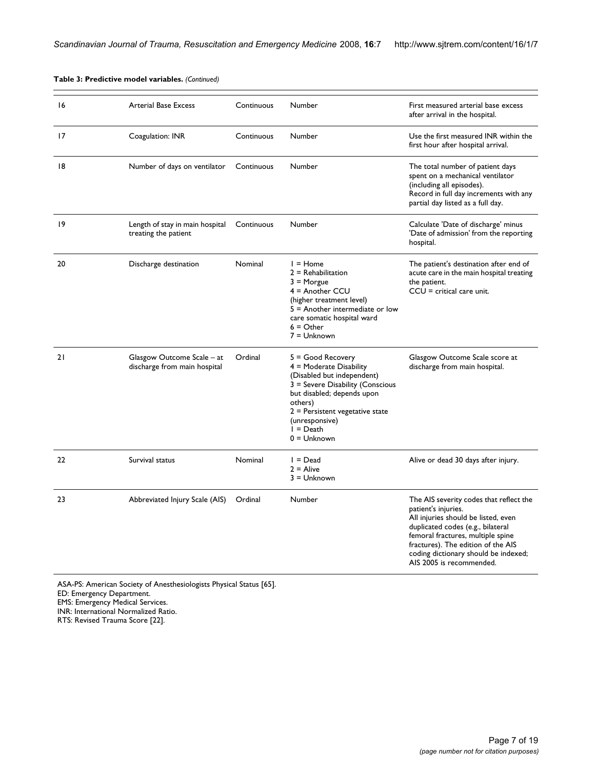**Table 3: Predictive model variables.** *(Continued)*

| | | | | |
|---|---|---|---|---|
| 16 | Arterial Base Excess | Continuous | Number | First measured arterial base excess after arrival in the hospital. |
| 17 | Coagulation: INR | Continuous | Number | Use the first measured INR within the first hour after hospital arrival. |
| 18 | Number of days on ventilator | Continuous | Number | The total number of patient days spent on a mechanical ventilator (including all episodes). Record in full day increments with any partial day listed as a full day. |
| 19 | Length of stay in main hospital treating the patient | Continuous | Number | Calculate 'Date of discharge' minus 'Date of admission' from the reporting hospital. |
| 20 | Discharge destination | Nominal | 1 = Home<br>2 = Rehabilitation<br>3 = Morgue<br>4 = Another CCU (higher treatment level)<br>5 = Another intermediate or low care somatic hospital ward<br>6 = Other<br>7 = Unknown | The patient's destination after end of acute care in the main hospital treating the patient.<br>CCU = critical care unit. |
| 21 | Glasgow Outcome Scale – at discharge from main hospital | Ordinal | 5 = Good Recovery<br>4 = Moderate Disability (Disabled but independent)<br>3 = Severe Disability (Conscious but disabled; depends upon others)<br>2 = Persistent vegetative state (unresponsive)<br>1 = Death<br>0 = Unknown | Glasgow Outcome Scale score at discharge from main hospital. |
| 22 | Survival status | Nominal | 1 = Dead<br>2 = Alive<br>3 = Unknown | Alive or dead 30 days after injury. |
| 23 | Abbreviated Injury Scale (AIS) | Ordinal | Number | The AIS severity codes that reflect the patient's injuries.<br>All injuries should be listed, even duplicated codes (e.g., bilateral femoral fractures, multiple spine fractures). The edition of the AIS coding dictionary should be indexed; AIS 2005 is recommended. |

ASA-PS: American Society of Anesthesiologists Physical Status [65].
ED: Emergency Department.
EMS: Emergency Medical Services.
INR: International Normalized Ratio.
RTS: Revised Trauma Score [22].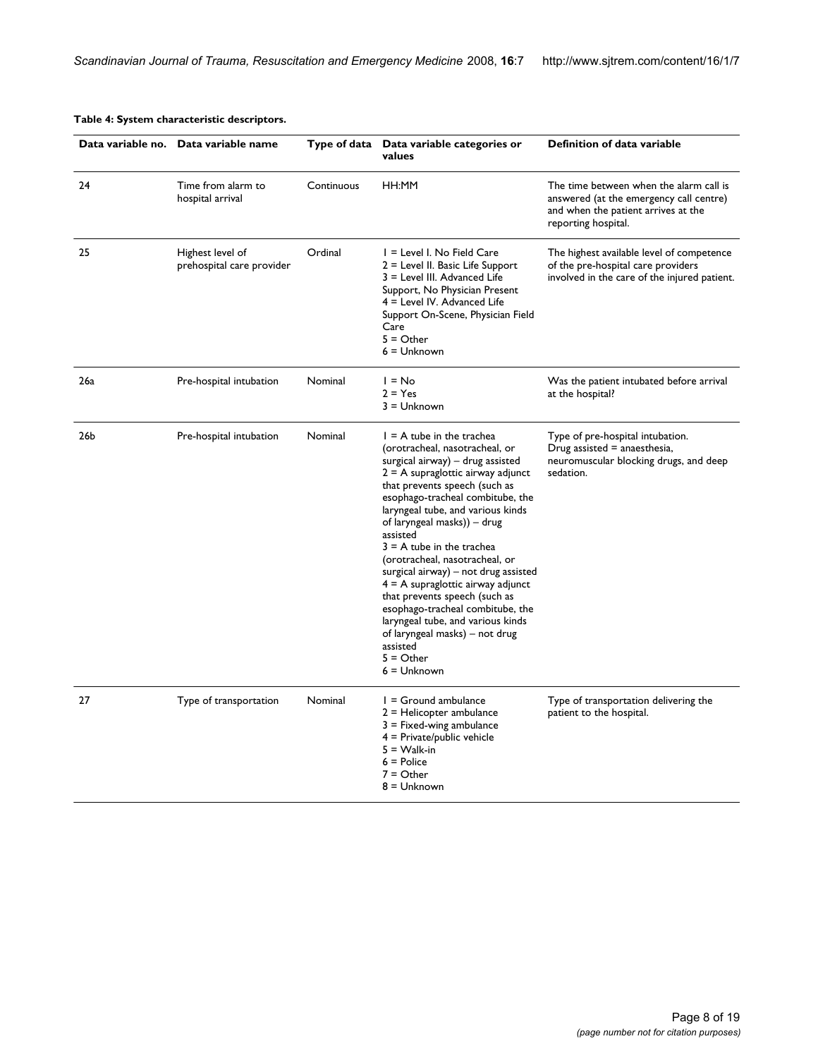**Table 4: System characteristic descriptors.**

| Data variable no. | Data variable name | Type of data | Data variable categories or values | Definition of data variable |
| --- | --- | --- | --- | --- |
| 24 | Time from alarm to hospital arrival | Continuous | HH:MM | The time between when the alarm call is answered (at the emergency call centre) and when the patient arrives at the reporting hospital. |
| 25 | Highest level of prehospital care provider | Ordinal | 1 = Level I. No Field Care<br>2 = Level II. Basic Life Support<br>3 = Level III. Advanced Life Support, No Physician Present<br>4 = Level IV. Advanced Life Support On-Scene, Physician Field Care<br>5 = Other<br>6 = Unknown | The highest available level of competence of the pre-hospital care providers involved in the care of the injured patient. |
| 26a | Pre-hospital intubation | Nominal | 1 = No<br>2 = Yes<br>3 = Unknown | Was the patient intubated before arrival at the hospital? |
| 26b | Pre-hospital intubation | Nominal | 1 = A tube in the trachea (orotracheal, nasotracheal, or surgical airway) – drug assisted<br>2 = A supraglottic airway adjunct that prevents speech (such as esophago-tracheal combitube, the laryngeal tube, and various kinds of laryngeal masks)) – drug assisted<br>3 = A tube in the trachea (orotracheal, nasotracheal, or surgical airway) – not drug assisted<br>4 = A supraglottic airway adjunct that prevents speech (such as esophago-tracheal combitube, the laryngeal tube, and various kinds of laryngeal masks) – not drug assisted<br>5 = Other<br>6 = Unknown | Type of pre-hospital intubation. Drug assisted = anaesthesia, neuromuscular blocking drugs, and deep sedation. |
| 27 | Type of transportation | Nominal | 1 = Ground ambulance<br>2 = Helicopter ambulance<br>3 = Fixed-wing ambulance<br>4 = Private/public vehicle<br>5 = Walk-in<br>6 = Police<br>7 = Other<br>8 = Unknown | Type of transportation delivering the patient to the hospital. |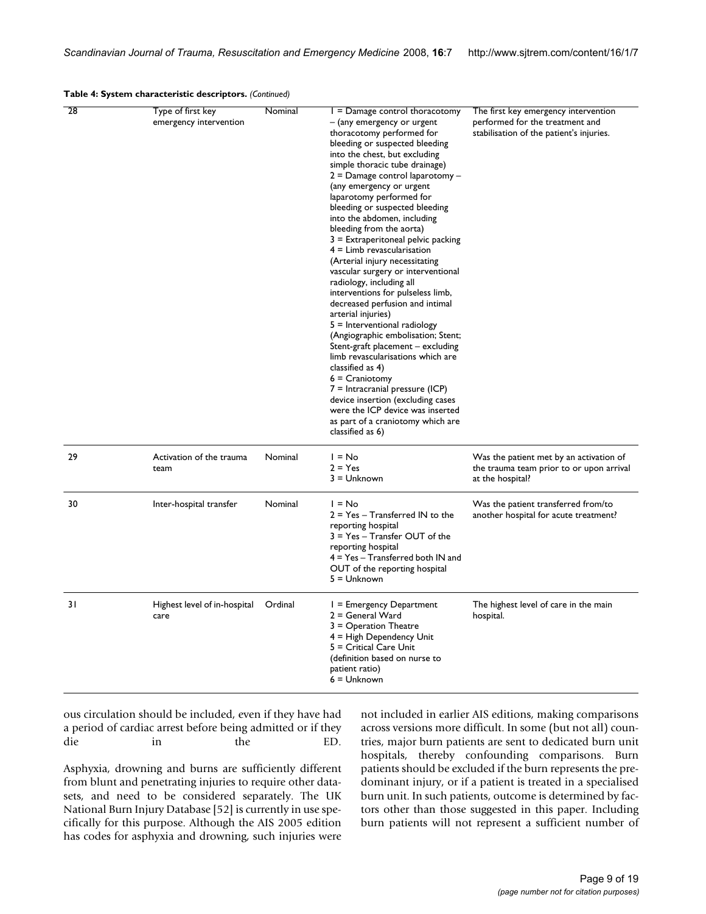**Table 4: System characteristic descriptors.** *(Continued)*

| | | | | |
|---|---|---|---|---|
| 28 | Type of first key emergency intervention | Nominal | 1 = Damage control thoracotomy – (any emergency or urgent thoracotomy performed for bleeding or suspected bleeding into the chest, but excluding simple thoracic tube drainage)<br>2 = Damage control laparotomy – (any emergency or urgent laparotomy performed for bleeding or suspected bleeding into the abdomen, including bleeding from the aorta)<br>3 = Extraperitoneal pelvic packing<br>4 = Limb revascularisation (Arterial injury necessitating vascular surgery or interventional radiology, including all interventions for pulseless limb, decreased perfusion and intimal arterial injuries)<br>5 = Interventional radiology (Angiographic embolisation; Stent; Stent-graft placement – excluding limb revascularisations which are classified as 4)<br>6 = Craniotomy<br>7 = Intracranial pressure (ICP) device insertion (excluding cases were the ICP device was inserted as part of a craniotomy which are classified as 6) | The first key emergency intervention performed for the treatment and stabilisation of the patient's injuries. |
| 29 | Activation of the trauma team | Nominal | 1 = No<br>2 = Yes<br>3 = Unknown | Was the patient met by an activation of the trauma team prior to or upon arrival at the hospital? |
| 30 | Inter-hospital transfer | Nominal | 1 = No<br>2 = Yes – Transferred IN to the reporting hospital<br>3 = Yes – Transfer OUT of the reporting hospital<br>4 = Yes – Transferred both IN and OUT of the reporting hospital<br>5 = Unknown | Was the patient transferred from/to another hospital for acute treatment? |
| 31 | Highest level of in-hospital care | Ordinal | 1 = Emergency Department<br>2 = General Ward<br>3 = Operation Theatre<br>4 = High Dependency Unit<br>5 = Critical Care Unit (definition based on nurse to patient ratio)<br>6 = Unknown | The highest level of care in the main hospital. |

ous circulation should be included, even if they have had a period of cardiac arrest before being admitted or if they die in the ED.

Asphyxia, drowning and burns are sufficiently different from blunt and penetrating injuries to require other datasets, and need to be considered separately. The UK National Burn Injury Database [52] is currently in use specifically for this purpose. Although the AIS 2005 edition has codes for asphyxia and drowning, such injuries were not included in earlier AIS editions, making comparisons across versions more difficult. In some (but not all) countries, major burn patients are sent to dedicated burn unit hospitals, thereby confounding comparisons. Burn patients should be excluded if the burn represents the predominant injury, or if a patient is treated in a specialised burn unit. In such patients, outcome is determined by factors other than those suggested in this paper. Including burn patients will not represent a sufficient number of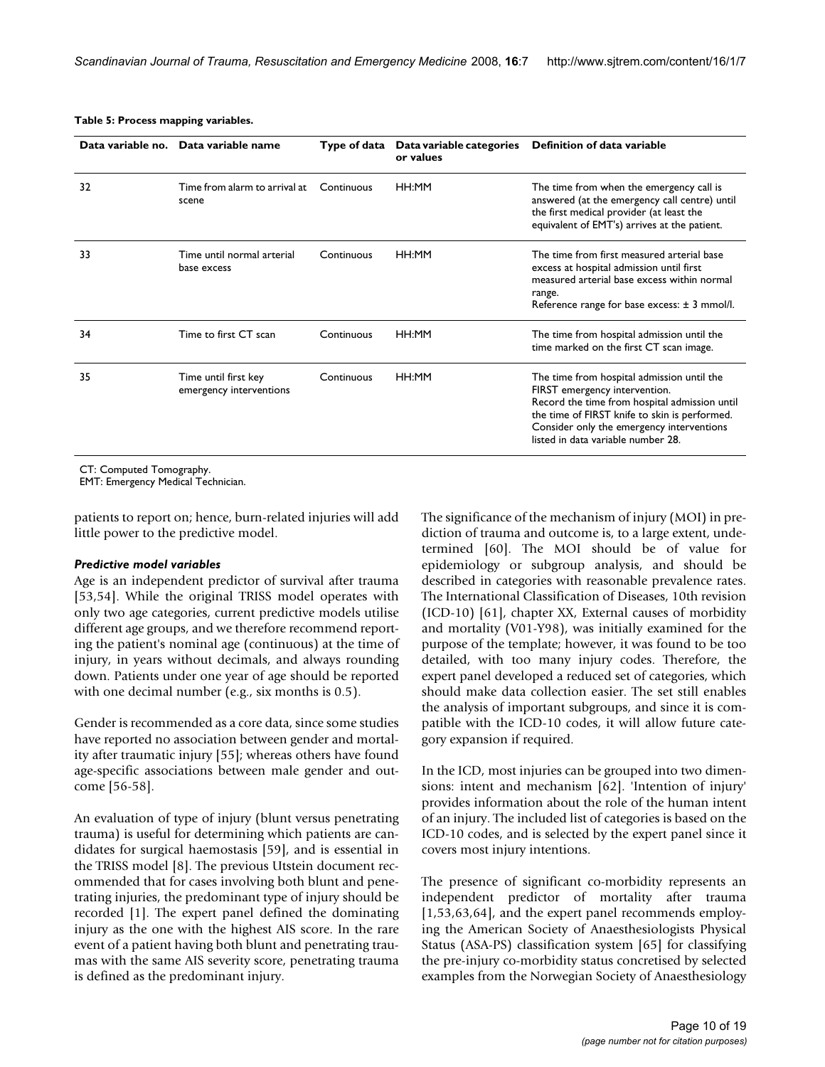**Table 5: Process mapping variables.**

| Data variable no. | Data variable name | Type of data | Data variable categories or values | Definition of data variable |
|---|---|---|---|---|
| 32 | Time from alarm to arrival at scene | Continuous | HH:MM | The time from when the emergency call is answered (at the emergency call centre) until the first medical provider (at least the equivalent of EMT's) arrives at the patient. |
| 33 | Time until normal arterial base excess | Continuous | HH:MM | The time from first measured arterial base excess at hospital admission until first measured arterial base excess within normal range. Reference range for base excess: ± 3 mmol/l. |
| 34 | Time to first CT scan | Continuous | HH:MM | The time from hospital admission until the time marked on the first CT scan image. |
| 35 | Time until first key emergency interventions | Continuous | HH:MM | The time from hospital admission until the FIRST emergency intervention. Record the time from hospital admission until the time of FIRST knife to skin is performed. Consider only the emergency interventions listed in data variable number 28. |

CT: Computed Tomography.
EMT: Emergency Medical Technician.

patients to report on; hence, burn-related injuries will add little power to the predictive model.

#### *Predictive model variables*

Age is an independent predictor of survival after trauma [53,54]. While the original TRISS model operates with only two age categories, current predictive models utilise different age groups, and we therefore recommend reporting the patient's nominal age (continuous) at the time of injury, in years without decimals, and always rounding down. Patients under one year of age should be reported with one decimal number (e.g., six months is 0.5).

Gender is recommended as a core data, since some studies have reported no association between gender and mortality after traumatic injury [55]; whereas others have found age-specific associations between male gender and outcome [56-58].

An evaluation of type of injury (blunt versus penetrating trauma) is useful for determining which patients are candidates for surgical haemostasis [59], and is essential in the TRISS model [8]. The previous Utstein document recommended that for cases involving both blunt and penetrating injuries, the predominant type of injury should be recorded [1]. The expert panel defined the dominating injury as the one with the highest AIS score. In the rare event of a patient having both blunt and penetrating traumas with the same AIS severity score, penetrating trauma is defined as the predominant injury.

The significance of the mechanism of injury (MOI) in prediction of trauma and outcome is, to a large extent, undetermined [60]. The MOI should be of value for epidemiology or subgroup analysis, and should be described in categories with reasonable prevalence rates. The International Classification of Diseases, 10th revision (ICD-10) [61], chapter XX, External causes of morbidity and mortality (V01-Y98), was initially examined for the purpose of the template; however, it was found to be too detailed, with too many injury codes. Therefore, the expert panel developed a reduced set of categories, which should make data collection easier. The set still enables the analysis of important subgroups, and since it is compatible with the ICD-10 codes, it will allow future category expansion if required.

In the ICD, most injuries can be grouped into two dimensions: intent and mechanism [62]. 'Intention of injury' provides information about the role of the human intent of an injury. The included list of categories is based on the ICD-10 codes, and is selected by the expert panel since it covers most injury intentions.

The presence of significant co-morbidity represents an independent predictor of mortality after trauma [1,53,63,64], and the expert panel recommends employing the American Society of Anaesthesiologists Physical Status (ASA-PS) classification system [65] for classifying the pre-injury co-morbidity status concretised by selected examples from the Norwegian Society of Anaesthesiology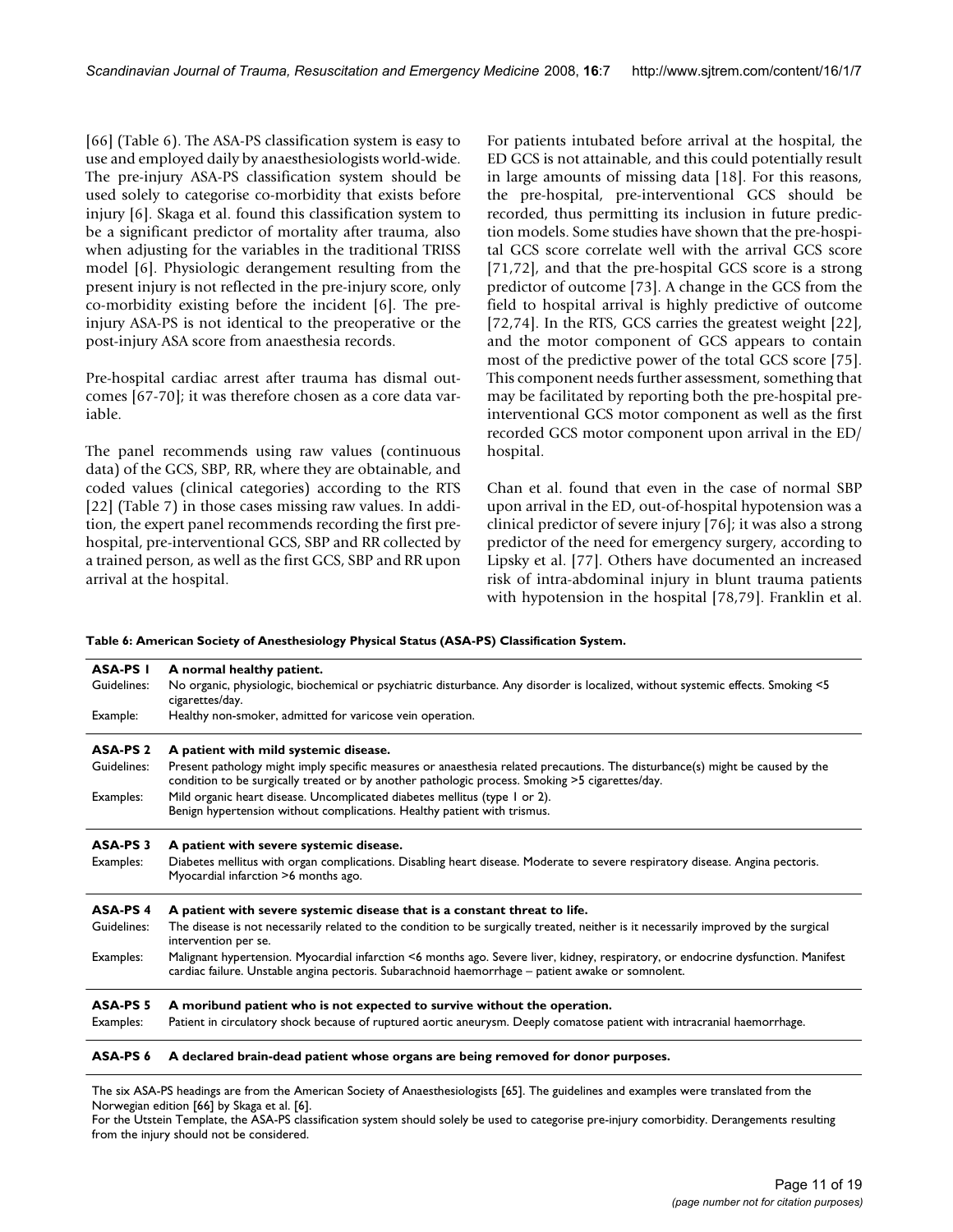[66] (Table 6). The ASA-PS classification system is easy to use and employed daily by anaesthesiologists world-wide. The pre-injury ASA-PS classification system should be used solely to categorise co-morbidity that exists before injury [6]. Skaga et al. found this classification system to be a significant predictor of mortality after trauma, also when adjusting for the variables in the traditional TRISS model [6]. Physiologic derangement resulting from the present injury is not reflected in the pre-injury score, only co-morbidity existing before the incident [6]. The pre-injury ASA-PS is not identical to the preoperative or the post-injury ASA score from anaesthesia records.

Pre-hospital cardiac arrest after trauma has dismal outcomes [67-70]; it was therefore chosen as a core data variable.

The panel recommends using raw values (continuous data) of the GCS, SBP, RR, where they are obtainable, and coded values (clinical categories) according to the RTS [22] (Table 7) in those cases missing raw values. In addition, the expert panel recommends recording the first pre-hospital, pre-interventional GCS, SBP and RR collected by a trained person, as well as the first GCS, SBP and RR upon arrival at the hospital.

For patients intubated before arrival at the hospital, the ED GCS is not attainable, and this could potentially result in large amounts of missing data [18]. For this reasons, the pre-hospital, pre-interventional GCS should be recorded, thus permitting its inclusion in future prediction models. Some studies have shown that the pre-hospital GCS score correlate well with the arrival GCS score [71,72], and that the pre-hospital GCS score is a strong predictor of outcome [73]. A change in the GCS from the field to hospital arrival is highly predictive of outcome [72,74]. In the RTS, GCS carries the greatest weight [22], and the motor component of GCS appears to contain most of the predictive power of the total GCS score [75]. This component needs further assessment, something that may be facilitated by reporting both the pre-hospital pre-interventional GCS motor component as well as the first recorded GCS motor component upon arrival in the ED/hospital.

Chan et al. found that even in the case of normal SBP upon arrival in the ED, out-of-hospital hypotension was a clinical predictor of severe injury [76]; it was also a strong predictor of the need for emergency surgery, according to Lipsky et al. [77]. Others have documented an increased risk of intra-abdominal injury in blunt trauma patients with hypotension in the hospital [78,79]. Franklin et al.

**Table 6: American Society of Anesthesiology Physical Status (ASA-PS) Classification System.**

| | |
|---|---|
| **ASA-PS 1** | **A normal healthy patient.** |
| Guidelines: | No organic, physiologic, biochemical or psychiatric disturbance. Any disorder is localized, without systemic effects. Smoking <5 cigarettes/day. |
| Example: | Healthy non-smoker, admitted for varicose vein operation. |
| **ASA-PS 2** | **A patient with mild systemic disease.** |
| Guidelines: | Present pathology might imply specific measures or anaesthesia related precautions. The disturbance(s) might be caused by the condition to be surgically treated or by another pathologic process. Smoking >5 cigarettes/day. |
| Examples: | Mild organic heart disease. Uncomplicated diabetes mellitus (type 1 or 2). Benign hypertension without complications. Healthy patient with trismus. |
| **ASA-PS 3** | **A patient with severe systemic disease.** |
| Examples: | Diabetes mellitus with organ complications. Disabling heart disease. Moderate to severe respiratory disease. Angina pectoris. Myocardial infarction >6 months ago. |
| **ASA-PS 4** | **A patient with severe systemic disease that is a constant threat to life.** |
| Guidelines: | The disease is not necessarily related to the condition to be surgically treated, neither is it necessarily improved by the surgical intervention per se. |
| Examples: | Malignant hypertension. Myocardial infarction <6 months ago. Severe liver, kidney, respiratory, or endocrine dysfunction. Manifest cardiac failure. Unstable angina pectoris. Subarachnoid haemorrhage – patient awake or somnolent. |
| **ASA-PS 5** | **A moribund patient who is not expected to survive without the operation.** |
| Examples: | Patient in circulatory shock because of ruptured aortic aneurysm. Deeply comatose patient with intracranial haemorrhage. |
| **ASA-PS 6** | **A declared brain-dead patient whose organs are being removed for donor purposes.** |

The six ASA-PS headings are from the American Society of Anaesthesiologists [65]. The guidelines and examples were translated from the Norwegian edition [66] by Skaga et al. [6].
For the Utstein Template, the ASA-PS classification system should solely be used to categorise pre-injury comorbidity. Derangements resulting from the injury should not be considered.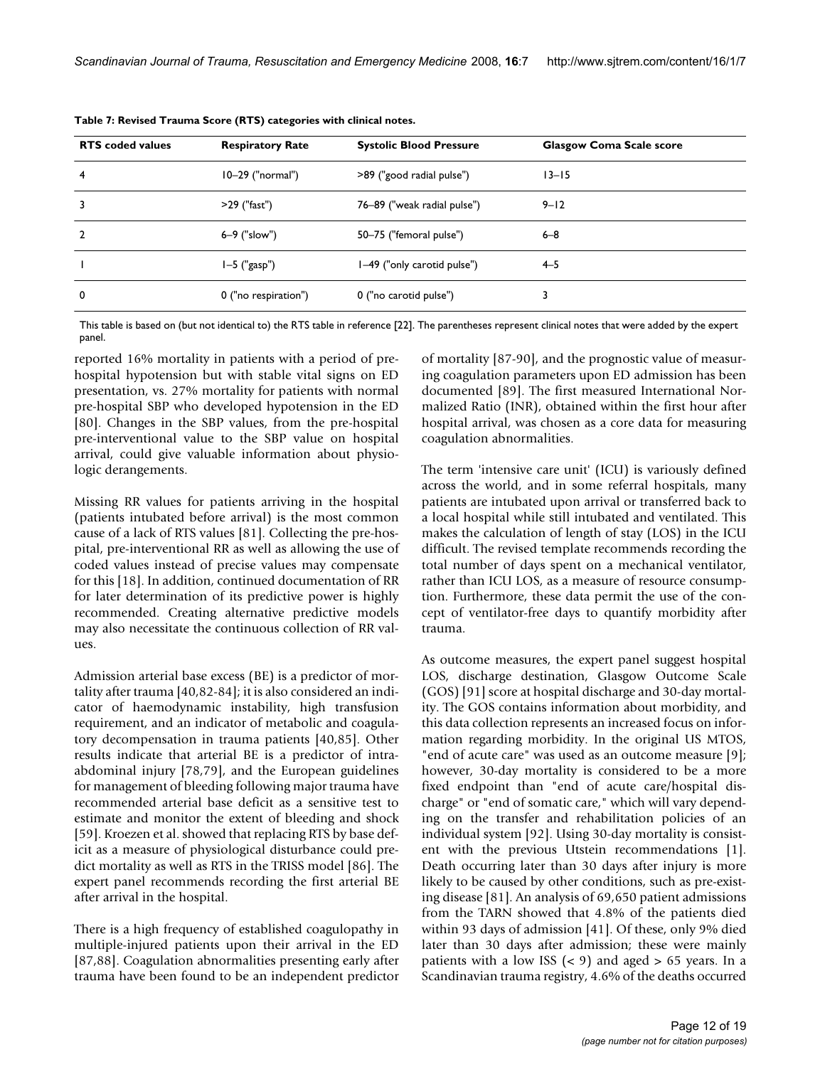**Table 7: Revised Trauma Score (RTS) categories with clinical notes.**

| RTS coded values | Respiratory Rate | Systolic Blood Pressure | Glasgow Coma Scale score |
|---|---|---|---|
| 4 | 10–29 ("normal") | >89 ("good radial pulse") | 13–15 |
| 3 | >29 ("fast") | 76–89 ("weak radial pulse") | 9–12 |
| 2 | 6–9 ("slow") | 50–75 ("femoral pulse") | 6–8 |
| 1 | 1–5 ("gasp") | 1–49 ("only carotid pulse") | 4–5 |
| 0 | 0 ("no respiration") | 0 ("no carotid pulse") | 3 |

This table is based on (but not identical to) the RTS table in reference [22]. The parentheses represent clinical notes that were added by the expert panel.

reported 16% mortality in patients with a period of pre-hospital hypotension but with stable vital signs on ED presentation, vs. 27% mortality for patients with normal pre-hospital SBP who developed hypotension in the ED [80]. Changes in the SBP values, from the pre-hospital pre-interventional value to the SBP value on hospital arrival, could give valuable information about physiologic derangements.

Missing RR values for patients arriving in the hospital (patients intubated before arrival) is the most common cause of a lack of RTS values [81]. Collecting the pre-hospital, pre-interventional RR as well as allowing the use of coded values instead of precise values may compensate for this [18]. In addition, continued documentation of RR for later determination of its predictive power is highly recommended. Creating alternative predictive models may also necessitate the continuous collection of RR values.

Admission arterial base excess (BE) is a predictor of mortality after trauma [40,82-84]; it is also considered an indicator of haemodynamic instability, high transfusion requirement, and an indicator of metabolic and coagulatory decompensation in trauma patients [40,85]. Other results indicate that arterial BE is a predictor of intra-abdominal injury [78,79], and the European guidelines for management of bleeding following major trauma have recommended arterial base deficit as a sensitive test to estimate and monitor the extent of bleeding and shock [59]. Kroezen et al. showed that replacing RTS by base deficit as a measure of physiological disturbance could predict mortality as well as RTS in the TRISS model [86]. The expert panel recommends recording the first arterial BE after arrival in the hospital.

There is a high frequency of established coagulopathy in multiple-injured patients upon their arrival in the ED [87,88]. Coagulation abnormalities presenting early after trauma have been found to be an independent predictor of mortality [87-90], and the prognostic value of measuring coagulation parameters upon ED admission has been documented [89]. The first measured International Normalized Ratio (INR), obtained within the first hour after hospital arrival, was chosen as a core data for measuring coagulation abnormalities.

The term 'intensive care unit' (ICU) is variously defined across the world, and in some referral hospitals, many patients are intubated upon arrival or transferred back to a local hospital while still intubated and ventilated. This makes the calculation of length of stay (LOS) in the ICU difficult. The revised template recommends recording the total number of days spent on a mechanical ventilator, rather than ICU LOS, as a measure of resource consumption. Furthermore, these data permit the use of the concept of ventilator-free days to quantify morbidity after trauma.

As outcome measures, the expert panel suggest hospital LOS, discharge destination, Glasgow Outcome Scale (GOS) [91] score at hospital discharge and 30-day mortality. The GOS contains information about morbidity, and this data collection represents an increased focus on information regarding morbidity. In the original US MTOS, "end of acute care" was used as an outcome measure [9]; however, 30-day mortality is considered to be a more fixed endpoint than "end of acute care/hospital discharge" or "end of somatic care," which will vary depending on the transfer and rehabilitation policies of an individual system [92]. Using 30-day mortality is consistent with the previous Utstein recommendations [1]. Death occurring later than 30 days after injury is more likely to be caused by other conditions, such as pre-existing disease [81]. An analysis of 69,650 patient admissions from the TARN showed that 4.8% of the patients died within 93 days of admission [41]. Of these, only 9% died later than 30 days after admission; these were mainly patients with a low ISS (< 9) and aged > 65 years. In a Scandinavian trauma registry, 4.6% of the deaths occurred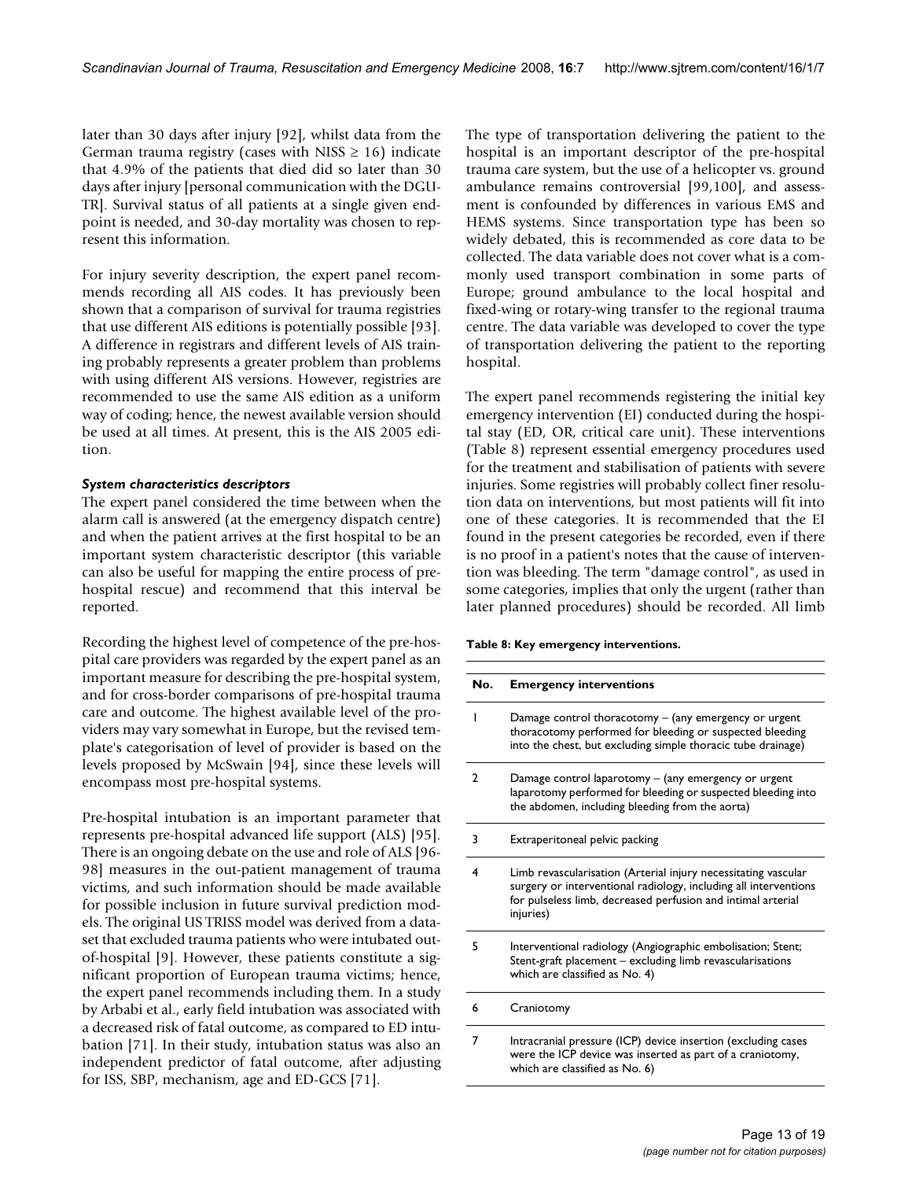later than 30 days after injury [92], whilst data from the German trauma registry (cases with NISS ≥ 16) indicate that 4.9% of the patients that died did so later than 30 days after injury [personal communication with the DGU-TR]. Survival status of all patients at a single given endpoint is needed, and 30-day mortality was chosen to represent this information.

For injury severity description, the expert panel recommends recording all AIS codes. It has previously been shown that a comparison of survival for trauma registries that use different AIS editions is potentially possible [93]. A difference in registrars and different levels of AIS training probably represents a greater problem than problems with using different AIS versions. However, registries are recommended to use the same AIS edition as a uniform way of coding; hence, the newest available version should be used at all times. At present, this is the AIS 2005 edition.

#### *System characteristics descriptors*

The expert panel considered the time between when the alarm call is answered (at the emergency dispatch centre) and when the patient arrives at the first hospital to be an important system characteristic descriptor (this variable can also be useful for mapping the entire process of pre-hospital rescue) and recommend that this interval be reported.

Recording the highest level of competence of the pre-hospital care providers was regarded by the expert panel as an important measure for describing the pre-hospital system, and for cross-border comparisons of pre-hospital trauma care and outcome. The highest available level of the providers may vary somewhat in Europe, but the revised template's categorisation of level of provider is based on the levels proposed by McSwain [94], since these levels will encompass most pre-hospital systems.

Pre-hospital intubation is an important parameter that represents pre-hospital advanced life support (ALS) [95]. There is an ongoing debate on the use and role of ALS [96-98] measures in the out-patient management of trauma victims, and such information should be made available for possible inclusion in future survival prediction models. The original US TRISS model was derived from a dataset that excluded trauma patients who were intubated out-of-hospital [9]. However, these patients constitute a significant proportion of European trauma victims; hence, the expert panel recommends including them. In a study by Arbabi et al., early field intubation was associated with a decreased risk of fatal outcome, as compared to ED intubation [71]. In their study, intubation status was also an independent predictor of fatal outcome, after adjusting for ISS, SBP, mechanism, age and ED-GCS [71].

The type of transportation delivering the patient to the hospital is an important descriptor of the pre-hospital trauma care system, but the use of a helicopter vs. ground ambulance remains controversial [99,100], and assessment is confounded by differences in various EMS and HEMS systems. Since transportation type has been so widely debated, this is recommended as core data to be collected. The data variable does not cover what is a commonly used transport combination in some parts of Europe; ground ambulance to the local hospital and fixed-wing or rotary-wing transfer to the regional trauma centre. The data variable was developed to cover the type of transportation delivering the patient to the reporting hospital.

The expert panel recommends registering the initial key emergency intervention (EI) conducted during the hospital stay (ED, OR, critical care unit). These interventions (Table 8) represent essential emergency procedures used for the treatment and stabilisation of patients with severe injuries. Some registries will probably collect finer resolution data on interventions, but most patients will fit into one of these categories. It is recommended that the EI found in the present categories be recorded, even if there is no proof in a patient's notes that the cause of intervention was bleeding. The term "damage control", as used in some categories, implies that only the urgent (rather than later planned procedures) should be recorded. All limb

**Table 8: Key emergency interventions.**

| No. | Emergency interventions |
| --- | --- |
| 1 | Damage control thoracotomy – (any emergency or urgent thoracotomy performed for bleeding or suspected bleeding into the chest, but excluding simple thoracic tube drainage) |
| 2 | Damage control laparotomy – (any emergency or urgent laparotomy performed for bleeding or suspected bleeding into the abdomen, including bleeding from the aorta) |
| 3 | Extraperitoneal pelvic packing |
| 4 | Limb revascularisation (Arterial injury necessitating vascular surgery or interventional radiology, including all interventions for pulseless limb, decreased perfusion and intimal arterial injuries) |
| 5 | Interventional radiology (Angiographic embolisation; Stent; Stent-graft placement – excluding limb revascularisations which are classified as No. 4) |
| 6 | Craniotomy |
| 7 | Intracranial pressure (ICP) device insertion (excluding cases were the ICP device was inserted as part of a craniotomy, which are classified as No. 6) |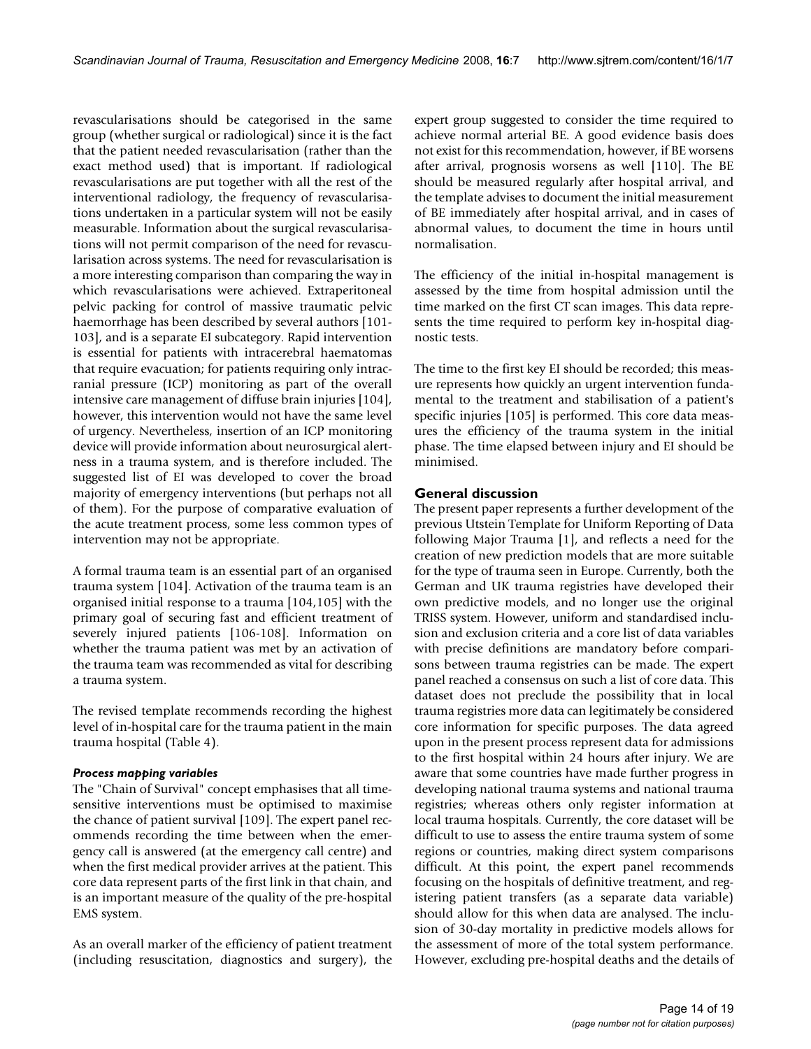revascularisations should be categorised in the same group (whether surgical or radiological) since it is the fact that the patient needed revascularisation (rather than the exact method used) that is important. If radiological revascularisations are put together with all the rest of the interventional radiology, the frequency of revascularisations undertaken in a particular system will not be easily measurable. Information about the surgical revascularisations will not permit comparison of the need for revascularisation across systems. The need for revascularisation is a more interesting comparison than comparing the way in which revascularisations were achieved. Extraperitoneal pelvic packing for control of massive traumatic pelvic haemorrhage has been described by several authors [101-103], and is a separate EI subcategory. Rapid intervention is essential for patients with intracerebral haematomas that require evacuation; for patients requiring only intracranial pressure (ICP) monitoring as part of the overall intensive care management of diffuse brain injuries [104], however, this intervention would not have the same level of urgency. Nevertheless, insertion of an ICP monitoring device will provide information about neurosurgical alertness in a trauma system, and is therefore included. The suggested list of EI was developed to cover the broad majority of emergency interventions (but perhaps not all of them). For the purpose of comparative evaluation of the acute treatment process, some less common types of intervention may not be appropriate.

A formal trauma team is an essential part of an organised trauma system [104]. Activation of the trauma team is an organised initial response to a trauma [104,105] with the primary goal of securing fast and efficient treatment of severely injured patients [106-108]. Information on whether the trauma patient was met by an activation of the trauma team was recommended as vital for describing a trauma system.

The revised template recommends recording the highest level of in-hospital care for the trauma patient in the main trauma hospital (Table 4).

### *Process mapping variables*

The "Chain of Survival" concept emphasises that all time-sensitive interventions must be optimised to maximise the chance of patient survival [109]. The expert panel recommends recording the time between when the emergency call is answered (at the emergency call centre) and when the first medical provider arrives at the patient. This core data represent parts of the first link in that chain, and is an important measure of the quality of the pre-hospital EMS system.

As an overall marker of the efficiency of patient treatment (including resuscitation, diagnostics and surgery), the expert group suggested to consider the time required to achieve normal arterial BE. A good evidence basis does not exist for this recommendation, however, if BE worsens after arrival, prognosis worsens as well [110]. The BE should be measured regularly after hospital arrival, and the template advises to document the initial measurement of BE immediately after hospital arrival, and in cases of abnormal values, to document the time in hours until normalisation.

The efficiency of the initial in-hospital management is assessed by the time from hospital admission until the time marked on the first CT scan images. This data represents the time required to perform key in-hospital diagnostic tests.

The time to the first key EI should be recorded; this measure represents how quickly an urgent intervention fundamental to the treatment and stabilisation of a patient's specific injuries [105] is performed. This core data measures the efficiency of the trauma system in the initial phase. The time elapsed between injury and EI should be minimised.

## General discussion

The present paper represents a further development of the previous Utstein Template for Uniform Reporting of Data following Major Trauma [1], and reflects a need for the creation of new prediction models that are more suitable for the type of trauma seen in Europe. Currently, both the German and UK trauma registries have developed their own predictive models, and no longer use the original TRISS system. However, uniform and standardised inclusion and exclusion criteria and a core list of data variables with precise definitions are mandatory before comparisons between trauma registries can be made. The expert panel reached a consensus on such a list of core data. This dataset does not preclude the possibility that in local trauma registries more data can legitimately be considered core information for specific purposes. The data agreed upon in the present process represent data for admissions to the first hospital within 24 hours after injury. We are aware that some countries have made further progress in developing national trauma systems and national trauma registries; whereas others only register information at local trauma hospitals. Currently, the core dataset will be difficult to use to assess the entire trauma system of some regions or countries, making direct system comparisons difficult. At this point, the expert panel recommends focusing on the hospitals of definitive treatment, and registering patient transfers (as a separate data variable) should allow for this when data are analysed. The inclusion of 30-day mortality in predictive models allows for the assessment of more of the total system performance. However, excluding pre-hospital deaths and the details of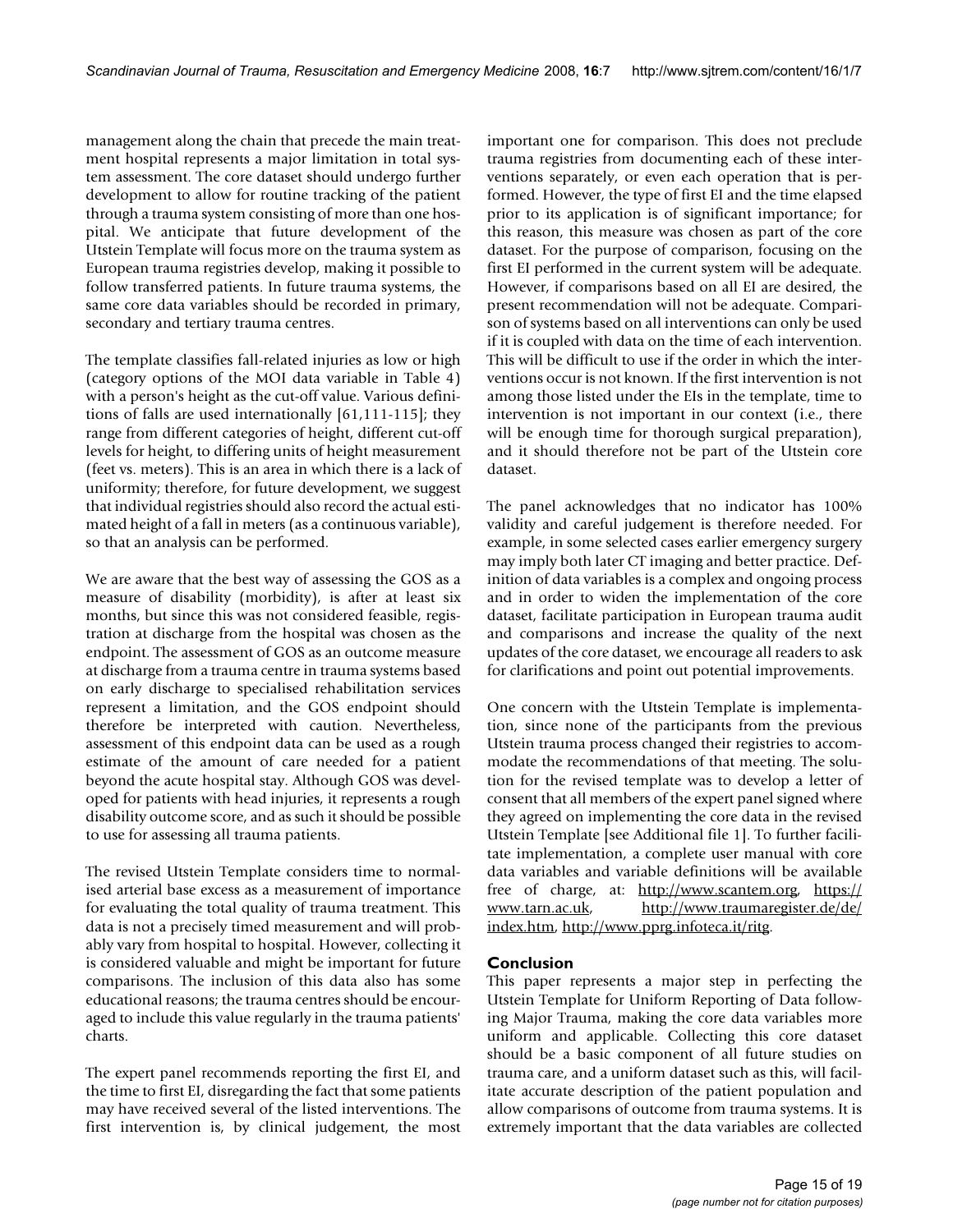management along the chain that precede the main treatment hospital represents a major limitation in total system assessment. The core dataset should undergo further development to allow for routine tracking of the patient through a trauma system consisting of more than one hospital. We anticipate that future development of the Utstein Template will focus more on the trauma system as European trauma registries develop, making it possible to follow transferred patients. In future trauma systems, the same core data variables should be recorded in primary, secondary and tertiary trauma centres.

The template classifies fall-related injuries as low or high (category options of the MOI data variable in Table 4) with a person's height as the cut-off value. Various definitions of falls are used internationally [61,111-115]; they range from different categories of height, different cut-off levels for height, to differing units of height measurement (feet vs. meters). This is an area in which there is a lack of uniformity; therefore, for future development, we suggest that individual registries should also record the actual estimated height of a fall in meters (as a continuous variable), so that an analysis can be performed.

We are aware that the best way of assessing the GOS as a measure of disability (morbidity), is after at least six months, but since this was not considered feasible, registration at discharge from the hospital was chosen as the endpoint. The assessment of GOS as an outcome measure at discharge from a trauma centre in trauma systems based on early discharge to specialised rehabilitation services represent a limitation, and the GOS endpoint should therefore be interpreted with caution. Nevertheless, assessment of this endpoint data can be used as a rough estimate of the amount of care needed for a patient beyond the acute hospital stay. Although GOS was developed for patients with head injuries, it represents a rough disability outcome score, and as such it should be possible to use for assessing all trauma patients.

The revised Utstein Template considers time to normalised arterial base excess as a measurement of importance for evaluating the total quality of trauma treatment. This data is not a precisely timed measurement and will probably vary from hospital to hospital. However, collecting it is considered valuable and might be important for future comparisons. The inclusion of this data also has some educational reasons; the trauma centres should be encouraged to include this value regularly in the trauma patients' charts.

The expert panel recommends reporting the first EI, and the time to first EI, disregarding the fact that some patients may have received several of the listed interventions. The first intervention is, by clinical judgement, the most important one for comparison. This does not preclude trauma registries from documenting each of these interventions separately, or even each operation that is performed. However, the type of first EI and the time elapsed prior to its application is of significant importance; for this reason, this measure was chosen as part of the core dataset. For the purpose of comparison, focusing on the first EI performed in the current system will be adequate. However, if comparisons based on all EI are desired, the present recommendation will not be adequate. Comparison of systems based on all interventions can only be used if it is coupled with data on the time of each intervention. This will be difficult to use if the order in which the interventions occur is not known. If the first intervention is not among those listed under the EIs in the template, time to intervention is not important in our context (i.e., there will be enough time for thorough surgical preparation), and it should therefore not be part of the Utstein core dataset.

The panel acknowledges that no indicator has 100% validity and careful judgement is therefore needed. For example, in some selected cases earlier emergency surgery may imply both later CT imaging and better practice. Definition of data variables is a complex and ongoing process and in order to widen the implementation of the core dataset, facilitate participation in European trauma audit and comparisons and increase the quality of the next updates of the core dataset, we encourage all readers to ask for clarifications and point out potential improvements.

One concern with the Utstein Template is implementation, since none of the participants from the previous Utstein trauma process changed their registries to accommodate the recommendations of that meeting. The solution for the revised template was to develop a letter of consent that all members of the expert panel signed where they agreed on implementing the core data in the revised Utstein Template [see Additional file 1]. To further facilitate implementation, a complete user manual with core data variables and variable definitions will be available free of charge, at: http://www.scantem.org, https://www.tarn.ac.uk, http://www.traumaregister.de/de/index.htm, http://www.pprg.infoteca.it/ritg.

## Conclusion

This paper represents a major step in perfecting the Utstein Template for Uniform Reporting of Data following Major Trauma, making the core data variables more uniform and applicable. Collecting this core dataset should be a basic component of all future studies on trauma care, and a uniform dataset such as this, will facilitate accurate description of the patient population and allow comparisons of outcome from trauma systems. It is extremely important that the data variables are collected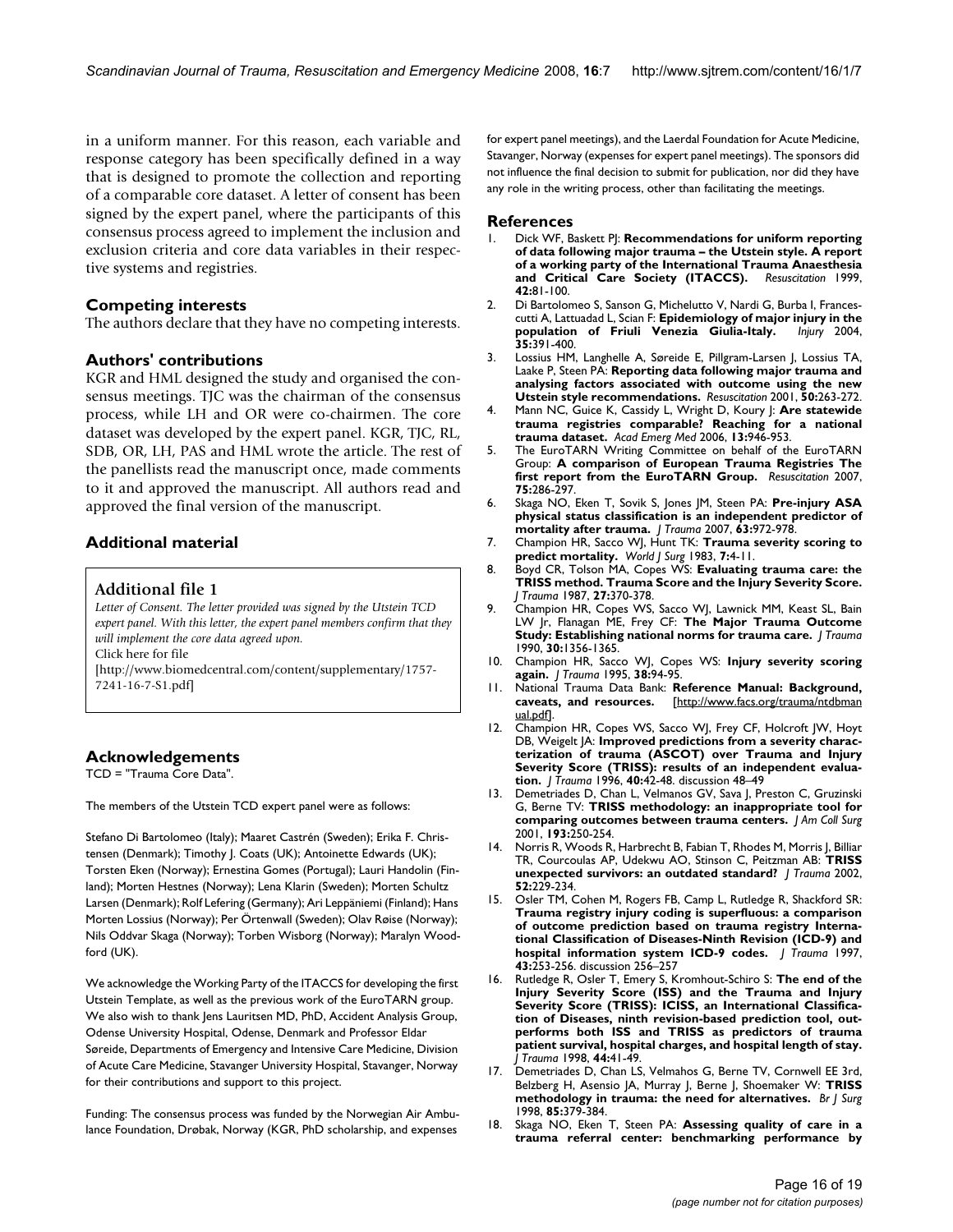in a uniform manner. For this reason, each variable and response category has been specifically defined in a way that is designed to promote the collection and reporting of a comparable core dataset. A letter of consent has been signed by the expert panel, where the participants of this consensus process agreed to implement the inclusion and exclusion criteria and core data variables in their respective systems and registries.

## Competing interests

The authors declare that they have no competing interests.

## Authors' contributions

KGR and HML designed the study and organised the consensus meetings. TJC was the chairman of the consensus process, while LH and OR were co-chairmen. The core dataset was developed by the expert panel. KGR, TJC, RL, SDB, OR, LH, PAS and HML wrote the article. The rest of the panellists read the manuscript once, made comments to it and approved the manuscript. All authors read and approved the final version of the manuscript.

## Additional material

### Additional file 1

*Letter of Consent. The letter provided was signed by the Utstein TCD expert panel. With this letter, the expert panel members confirm that they will implement the core data agreed upon.*
Click here for file
[http://www.biomedcentral.com/content/supplementary/1757-7241-16-7-S1.pdf]

## Acknowledgements

TCD = "Trauma Core Data".

The members of the Utstein TCD expert panel were as follows:

Stefano Di Bartolomeo (Italy); Maaret Castrén (Sweden); Erika F. Christensen (Denmark); Timothy J. Coats (UK); Antoinette Edwards (UK); Torsten Eken (Norway); Ernestina Gomes (Portugal); Lauri Handolin (Finland); Morten Hestnes (Norway); Lena Klarin (Sweden); Morten Schultz Larsen (Denmark); Rolf Lefering (Germany); Ari Leppäniemi (Finland); Hans Morten Lossius (Norway); Per Örtenwall (Sweden); Olav Røise (Norway); Nils Oddvar Skaga (Norway); Torben Wisborg (Norway); Maralyn Woodford (UK).

We acknowledge the Working Party of the ITACCS for developing the first Utstein Template, as well as the previous work of the EuroTARN group. We also wish to thank Jens Lauritsen MD, PhD, Accident Analysis Group, Odense University Hospital, Odense, Denmark and Professor Eldar Søreide, Departments of Emergency and Intensive Care Medicine, Division of Acute Care Medicine, Stavanger University Hospital, Stavanger, Norway for their contributions and support to this project.

Funding: The consensus process was funded by the Norwegian Air Ambulance Foundation, Drøbak, Norway (KGR, PhD scholarship, and expenses for expert panel meetings), and the Laerdal Foundation for Acute Medicine, Stavanger, Norway (expenses for expert panel meetings). The sponsors did not influence the final decision to submit for publication, nor did they have any role in the writing process, other than facilitating the meetings.

## References

1. Dick WF, Baskett PJ: **Recommendations for uniform reporting of data following major trauma – the Utstein style. A report of a working party of the International Trauma Anaesthesia and Critical Care Society (ITACCS).** *Resuscitation* 1999, **42:**81-100.
2. Di Bartolomeo S, Sanson G, Michelutto V, Nardi G, Burba I, Francescutti A, Lattuadad L, Scian F: **Epidemiology of major injury in the population of Friuli Venezia Giulia-Italy.** *Injury* 2004, **35:**391-400.
3. Lossius HM, Langhelle A, Søreide E, Pillgram-Larsen J, Lossius TA, Laake P, Steen PA: **Reporting data following major trauma and analysing factors associated with outcome using the new Utstein style recommendations.** *Resuscitation* 2001, **50:**263-272.
4. Mann NC, Guice K, Cassidy L, Wright D, Koury J: **Are statewide trauma registries comparable? Reaching for a national trauma dataset.** *Acad Emerg Med* 2006, **13:**946-953.
5. The EuroTARN Writing Committee on behalf of the EuroTARN Group: **A comparison of European Trauma Registries The first report from the EuroTARN Group.** *Resuscitation* 2007, **75:**286-297.
6. Skaga NO, Eken T, Sovik S, Jones JM, Steen PA: **Pre-injury ASA physical status classification is an independent predictor of mortality after trauma.** *J Trauma* 2007, **63:**972-978.
7. Champion HR, Sacco WJ, Hunt TK: **Trauma severity scoring to predict mortality.** *World J Surg* 1983, **7:**4-11.
8. Boyd CR, Tolson MA, Copes WS: **Evaluating trauma care: the TRISS method. Trauma Score and the Injury Severity Score.** *J Trauma* 1987, **27:**370-378.
9. Champion HR, Copes WS, Sacco WJ, Lawnick MM, Keast SL, Bain LW Jr, Flanagan ME, Frey CF: **The Major Trauma Outcome Study: Establishing national norms for trauma care.** *J Trauma* 1990, **30:**1356-1365.
10. Champion HR, Sacco WJ, Copes WS: **Injury severity scoring again.** *J Trauma* 1995, **38:**94-95.
11. National Trauma Data Bank: **Reference Manual: Background, caveats, and resources.** [http://www.facs.org/trauma/ntdbmanual.pdf].
12. Champion HR, Copes WS, Sacco WJ, Frey CF, Holcroft JW, Hoyt DB, Weigelt JA: **Improved predictions from a severity characterization of trauma (ASCOT) over Trauma and Injury Severity Score (TRISS): results of an independent evaluation.** *J Trauma* 1996, **40:**42-48. discussion 48–49
13. Demetriades D, Chan L, Velmanos GV, Sava J, Preston C, Gruzinski G, Berne TV: **TRISS methodology: an inappropriate tool for comparing outcomes between trauma centers.** *J Am Coll Surg* 2001, **193:**250-254.
14. Norris R, Woods R, Harbrecht B, Fabian T, Rhodes M, Morris J, Billiar TR, Courcoulas AP, Udekwu AO, Stinson C, Peitzman AB: **TRISS unexpected survivors: an outdated standard?** *J Trauma* 2002, **52:**229-234.
15. Osler TM, Cohen M, Rogers FB, Camp L, Rutledge R, Shackford SR: **Trauma registry injury coding is superfluous: a comparison of outcome prediction based on trauma registry International Classification of Diseases-Ninth Revision (ICD-9) and hospital information system ICD-9 codes.** *J Trauma* 1997, **43:**253-256. discussion 256–257
16. Rutledge R, Osler T, Emery S, Kromhout-Schiro S: **The end of the Injury Severity Score (ISS) and the Trauma and Injury Severity Score (TRISS): ICISS, an International Classification of Diseases, ninth revision-based prediction tool, outperforms both ISS and TRISS as predictors of trauma patient survival, hospital charges, and hospital length of stay.** *J Trauma* 1998, **44:**41-49.
17. Demetriades D, Chan LS, Velmahos G, Berne TV, Cornwell EE 3rd, Belzberg H, Asensio JA, Murray J, Berne J, Shoemaker W: **TRISS methodology in trauma: the need for alternatives.** *Br J Surg* 1998, **85:**379-384.
18. Skaga NO, Eken T, Steen PA: **Assessing quality of care in a trauma referral center: benchmarking performance by**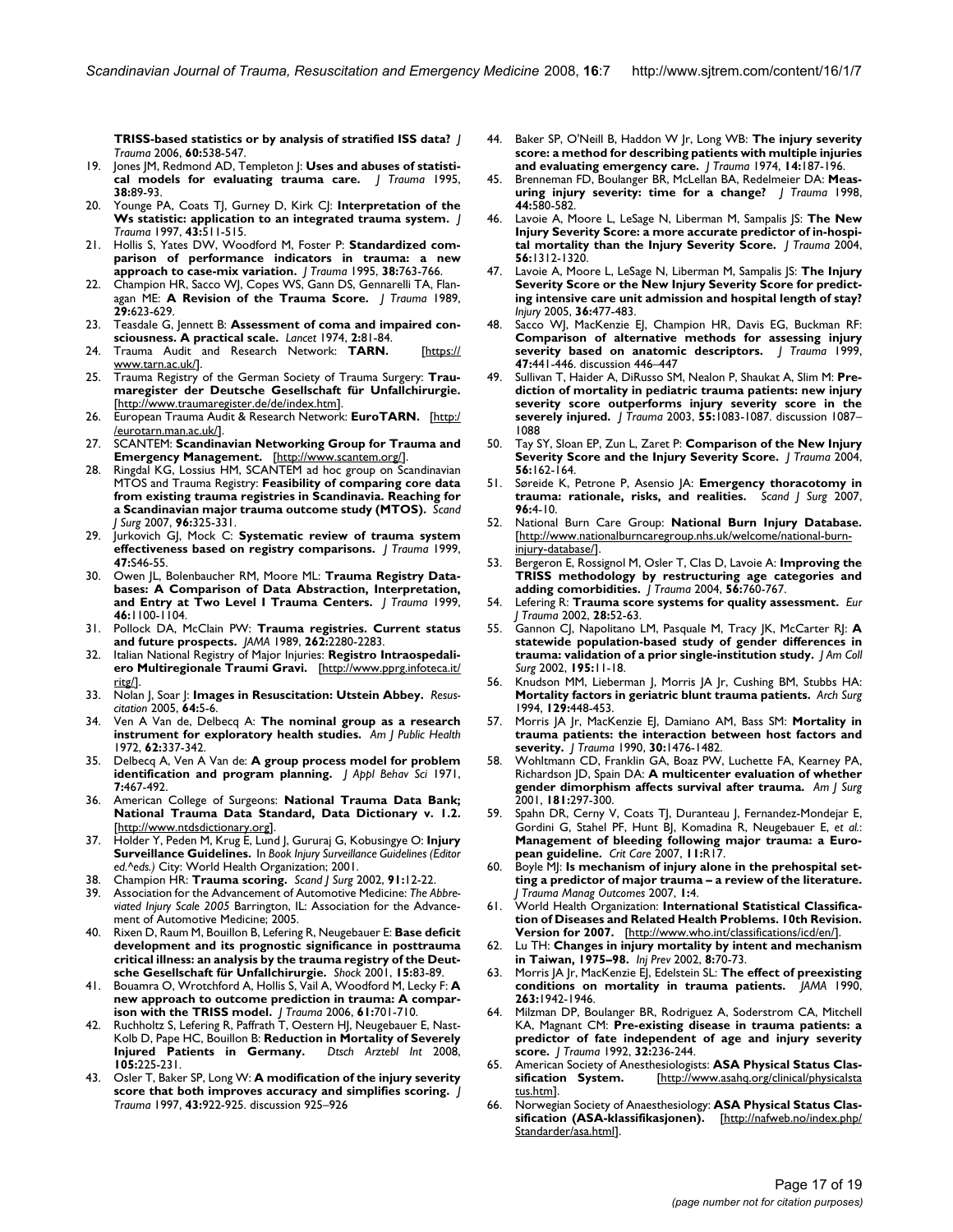**TRISS-based statistics or by analysis of stratified ISS data?** *J Trauma* 2006, **60:**538-547.

19. Jones JM, Redmond AD, Templeton J: **Uses and abuses of statistical models for evaluating trauma care.** *J Trauma* 1995, **38:**89-93.
20. Younge PA, Coats TJ, Gurney D, Kirk CJ: **Interpretation of the Ws statistic: application to an integrated trauma system.** *J Trauma* 1997, **43:**511-515.
21. Hollis S, Yates DW, Woodford M, Foster P: **Standardized comparison of performance indicators in trauma: a new approach to case-mix variation.** *J Trauma* 1995, **38:**763-766.
22. Champion HR, Sacco WJ, Copes WS, Gann DS, Gennarelli TA, Flanagan ME: **A Revision of the Trauma Score.** *J Trauma* 1989, **29:**623-629.
23. Teasdale G, Jennett B: **Assessment of coma and impaired consciousness. A practical scale.** *Lancet* 1974, **2:**81-84.
24. Trauma Audit and Research Network: **TARN.** [https://www.tarn.ac.uk/].
25. Trauma Registry of the German Society of Trauma Surgery: **Traumaregister der Deutsche Gesellschaft für Unfallchirurgie.** [http://www.traumaregister.de/de/index.htm].
26. European Trauma Audit & Research Network: **EuroTARN.** [http://eurotarn.man.ac.uk/].
27. SCANTEM: **Scandinavian Networking Group for Trauma and Emergency Management.** [http://www.scantem.org/].
28. Ringdal KG, Lossius HM, SCANTEM ad hoc group on Scandinavian MTOS and Trauma Registry: **Feasibility of comparing core data from existing trauma registries in Scandinavia. Reaching for a Scandinavian major trauma outcome study (MTOS).** *Scand J Surg* 2007, **96:**325-331.
29. Jurkovich GJ, Mock C: **Systematic review of trauma system effectiveness based on registry comparisons.** *J Trauma* 1999, **47:**S46-55.
30. Owen JL, Bolenbaucher RM, Moore ML: **Trauma Registry Databases: A Comparison of Data Abstraction, Interpretation, and Entry at Two Level I Trauma Centers.** *J Trauma* 1999, **46:**1100-1104.
31. Pollock DA, McClain PW: **Trauma registries. Current status and future prospects.** *JAMA* 1989, **262:**2280-2283.
32. Italian National Registry of Major Injuries: **Registro Intraospedaliero Multiregionale Traumi Gravi.** [http://www.pprg.infoteca.it/ritg/].
33. Nolan J, Soar J: **Images in Resuscitation: Utstein Abbey.** *Resuscitation* 2005, **64:**5-6.
34. Ven A Van de, Delbecq A: **The nominal group as a research instrument for exploratory health studies.** *Am J Public Health* 1972, **62:**337-342.
35. Delbecq A, Ven A Van de: **A group process model for problem identification and program planning.** *J Appl Behav Sci* 1971, **7:**467-492.
36. American College of Surgeons: **National Trauma Data Bank; National Trauma Data Standard, Data Dictionary v. 1.2.** [http://www.ntdsdictionary.org].
37. Holder Y, Peden M, Krug E, Lund J, Gururaj G, Kobusingye O: **Injury Surveillance Guidelines.** In *Book Injury Surveillance Guidelines (Editor ed.^eds.)* City: World Health Organization; 2001.
38. Champion HR: **Trauma scoring.** *Scand J Surg* 2002, **91:**12-22.
39. Association for the Advancement of Automotive Medicine: *The Abbreviated Injury Scale 2005* Barrington, IL: Association for the Advancement of Automotive Medicine; 2005.
40. Rixen D, Raum M, Bouillon B, Lefering R, Neugebauer E: **Base deficit development and its prognostic significance in posttrauma critical illness: an analysis by the trauma registry of the Deutsche Gesellschaft für Unfallchirurgie.** *Shock* 2001, **15:**83-89.
41. Bouamra O, Wrotchford A, Hollis S, Vail A, Woodford M, Lecky F: **A new approach to outcome prediction in trauma: A comparison with the TRISS model.** *J Trauma* 2006, **61:**701-710.
42. Ruchholtz S, Lefering R, Paffrath T, Oestern HJ, Neugebauer E, Nast-Kolb D, Pape HC, Bouillon B: **Reduction in Mortality of Severely Injured Patients in Germany.** *Dtsch Arztebl Int* 2008, **105:**225-231.
43. Osler T, Baker SP, Long W: **A modification of the injury severity score that both improves accuracy and simplifies scoring.** *J Trauma* 1997, **43:**922-925. discussion 925–926
44. Baker SP, O'Neill B, Haddon W Jr, Long WB: **The injury severity score: a method for describing patients with multiple injuries and evaluating emergency care.** *J Trauma* 1974, **14:**187-196.
45. Brenneman FD, Boulanger BR, McLellan BA, Redelmeier DA: **Measuring injury severity: time for a change?** *J Trauma* 1998, **44:**580-582.
46. Lavoie A, Moore L, LeSage N, Liberman M, Sampalis JS: **The New Injury Severity Score: a more accurate predictor of in-hospital mortality than the Injury Severity Score.** *J Trauma* 2004, **56:**1312-1320.
47. Lavoie A, Moore L, LeSage N, Liberman M, Sampalis JS: **The Injury Severity Score or the New Injury Severity Score for predicting intensive care unit admission and hospital length of stay?** *Injury* 2005, **36:**477-483.
48. Sacco WJ, MacKenzie EJ, Champion HR, Davis EG, Buckman RF: **Comparison of alternative methods for assessing injury severity based on anatomic descriptors.** *J Trauma* 1999, **47:**441-446. discussion 446–447
49. Sullivan T, Haider A, DiRusso SM, Nealon P, Shaukat A, Slim M: **Prediction of mortality in pediatric trauma patients: new injury severity score outperforms injury severity score in the severely injured.** *J Trauma* 2003, **55:**1083-1087. discussion 1087–1088
50. Tay SY, Sloan EP, Zun L, Zaret P: **Comparison of the New Injury Severity Score and the Injury Severity Score.** *J Trauma* 2004, **56:**162-164.
51. Søreide K, Petrone P, Asensio JA: **Emergency thoracotomy in trauma: rationale, risks, and realities.** *Scand J Surg* 2007, **96:**4-10.
52. National Burn Care Group: **National Burn Injury Database.** [http://www.nationalburncaregroup.nhs.uk/welcome/national-burn-injury-database/].
53. Bergeron E, Rossignol M, Osler T, Clas D, Lavoie A: **Improving the TRISS methodology by restructuring age categories and adding comorbidities.** *J Trauma* 2004, **56:**760-767.
54. Lefering R: **Trauma score systems for quality assessment.** *Eur J Trauma* 2002, **28:**52-63.
55. Gannon CJ, Napolitano LM, Pasquale M, Tracy JK, McCarter RJ: **A statewide population-based study of gender differences in trauma: validation of a prior single-institution study.** *J Am Coll Surg* 2002, **195:**11-18.
56. Knudson MM, Lieberman J, Morris JA Jr, Cushing BM, Stubbs HA: **Mortality factors in geriatric blunt trauma patients.** *Arch Surg* 1994, **129:**448-453.
57. Morris JA Jr, MacKenzie EJ, Damiano AM, Bass SM: **Mortality in trauma patients: the interaction between host factors and severity.** *J Trauma* 1990, **30:**1476-1482.
58. Wohltmann CD, Franklin GA, Boaz PW, Luchette FA, Kearney PA, Richardson JD, Spain DA: **A multicenter evaluation of whether gender dimorphism affects survival after trauma.** *Am J Surg* 2001, **181:**297-300.
59. Spahn DR, Cerny V, Coats TJ, Duranteau J, Fernandez-Mondejar E, Gordini G, Stahel PF, Hunt BJ, Komadina R, Neugebauer E, *et al.*: **Management of bleeding following major trauma: a European guideline.** *Crit Care* 2007, **11:**R17.
60. Boyle MJ: **Is mechanism of injury alone in the prehospital setting a predictor of major trauma – a review of the literature.** *J Trauma Manag Outcomes* 2007, **1:**4.
61. World Health Organization: **International Statistical Classification of Diseases and Related Health Problems. 10th Revision. Version for 2007.** [http://www.who.int/classifications/icd/en/].
62. Lu TH: **Changes in injury mortality by intent and mechanism in Taiwan, 1975–98.** *Inj Prev* 2002, **8:**70-73.
63. Morris JA Jr, MacKenzie EJ, Edelstein SL: **The effect of preexisting conditions on mortality in trauma patients.** *JAMA* 1990, **263:**1942-1946.
64. Milzman DP, Boulanger BR, Rodriguez A, Soderstrom CA, Mitchell KA, Magnant CM: **Pre-existing disease in trauma patients: a predictor of fate independent of age and injury severity score.** *J Trauma* 1992, **32:**236-244.
65. American Society of Anesthesiologists: **ASA Physical Status Classification System.** [http://www.asahq.org/clinical/physicalstatus.htm].
66. Norwegian Society of Anaesthesiology: **ASA Physical Status Classification (ASA-klassifikasjonen).** [http://nafweb.no/index.php/Standarder/asa.html].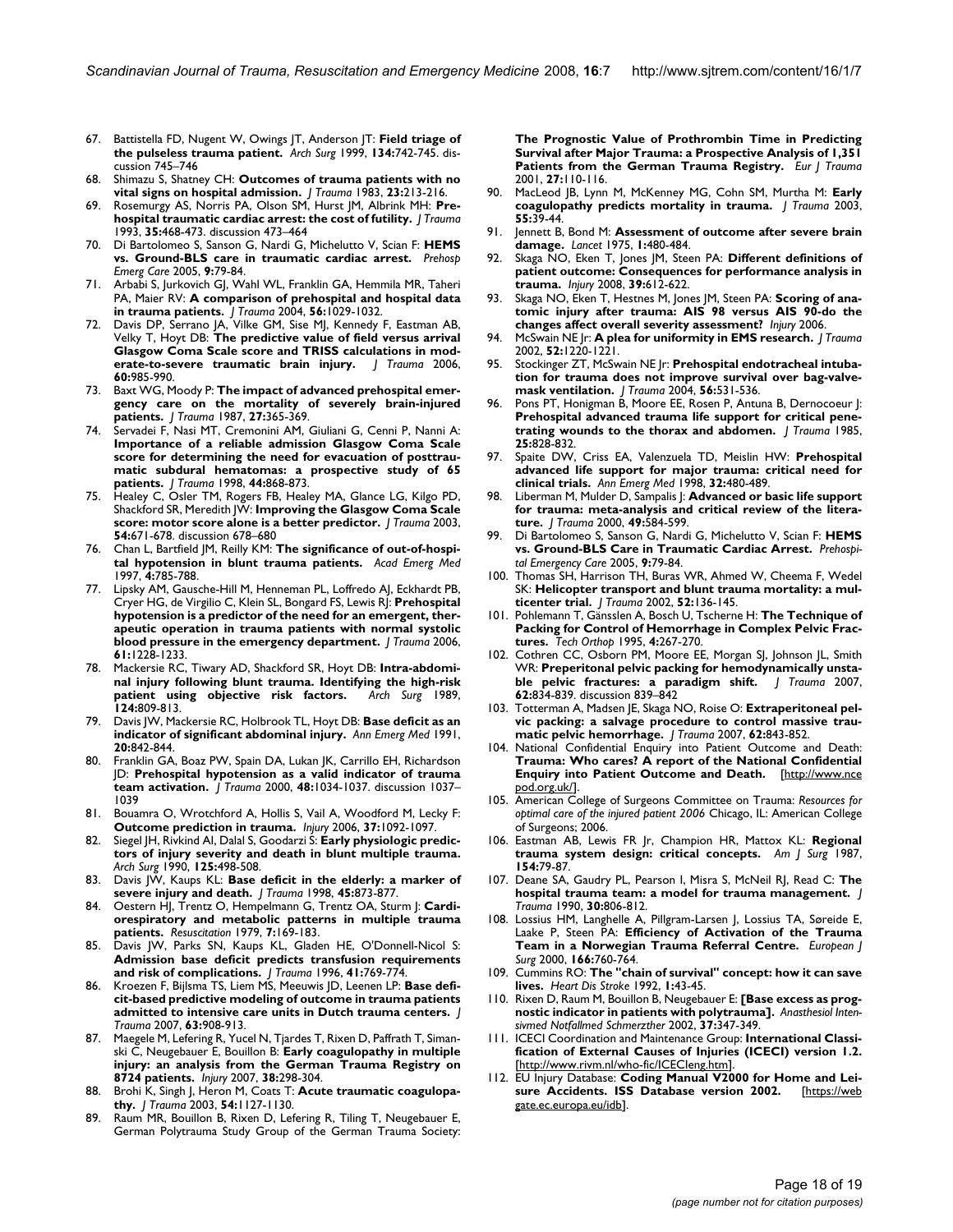67. Battistella FD, Nugent W, Owings JT, Anderson JT: **Field triage of the pulseless trauma patient.** *Arch Surg* 1999, **134:**742-745. discussion 745–746
68. Shimazu S, Shatney CH: **Outcomes of trauma patients with no vital signs on hospital admission.** *J Trauma* 1983, **23:**213-216.
69. Rosemurgy AS, Norris PA, Olson SM, Hurst JM, Albrink MH: **Prehospital traumatic cardiac arrest: the cost of futility.** *J Trauma* 1993, **35:**468-473. discussion 473–464
70. Di Bartolomeo S, Sanson G, Nardi G, Michelutto V, Scian F: **HEMS vs. Ground-BLS care in traumatic cardiac arrest.** *Prehosp Emerg Care* 2005, **9:**79-84.
71. Arbabi S, Jurkovich GJ, Wahl WL, Franklin GA, Hemmila MR, Taheri PA, Maier RV: **A comparison of prehospital and hospital data in trauma patients.** *J Trauma* 2004, **56:**1029-1032.
72. Davis DP, Serrano JA, Vilke GM, Sise MJ, Kennedy F, Eastman AB, Velky T, Hoyt DB: **The predictive value of field versus arrival Glasgow Coma Scale score and TRISS calculations in moderate-to-severe traumatic brain injury.** *J Trauma* 2006, **60:**985-990.
73. Baxt WG, Moody P: **The impact of advanced prehospital emergency care on the mortality of severely brain-injured patients.** *J Trauma* 1987, **27:**365-369.
74. Servadei F, Nasi MT, Cremonini AM, Giuliani G, Cenni P, Nanni A: **Importance of a reliable admission Glasgow Coma Scale score for determining the need for evacuation of posttraumatic subdural hematomas: a prospective study of 65 patients.** *J Trauma* 1998, **44:**868-873.
75. Healey C, Osler TM, Rogers FB, Healey MA, Glance LG, Kilgo PD, Shackford SR, Meredith JW: **Improving the Glasgow Coma Scale score: motor score alone is a better predictor.** *J Trauma* 2003, **54:**671-678. discussion 678–680
76. Chan L, Bartfield JM, Reilly KM: **The significance of out-of-hospital hypotension in blunt trauma patients.** *Acad Emerg Med* 1997, **4:**785-788.
77. Lipsky AM, Gausche-Hill M, Henneman PL, Loffredo AJ, Eckhardt PB, Cryer HG, de Virgilio C, Klein SL, Bongard FS, Lewis RJ: **Prehospital hypotension is a predictor of the need for an emergent, therapeutic operation in trauma patients with normal systolic blood pressure in the emergency department.** *J Trauma* 2006, **61:**1228-1233.
78. Mackersie RC, Tiwary AD, Shackford SR, Hoyt DB: **Intra-abdominal injury following blunt trauma. Identifying the high-risk patient using objective risk factors.** *Arch Surg* 1989, **124:**809-813.
79. Davis JW, Mackersie RC, Holbrook TL, Hoyt DB: **Base deficit as an indicator of significant abdominal injury.** *Ann Emerg Med* 1991, **20:**842-844.
80. Franklin GA, Boaz PW, Spain DA, Lukan JK, Carrillo EH, Richardson JD: **Prehospital hypotension as a valid indicator of trauma team activation.** *J Trauma* 2000, **48:**1034-1037. discussion 1037–1039
81. Bouamra O, Wrotchford A, Hollis S, Vail A, Woodford M, Lecky F: **Outcome prediction in trauma.** *Injury* 2006, **37:**1092-1097.
82. Siegel JH, Rivkind AI, Dalal S, Goodarzi S: **Early physiologic predictors of injury severity and death in blunt multiple trauma.** *Arch Surg* 1990, **125:**498-508.
83. Davis JW, Kaups KL: **Base deficit in the elderly: a marker of severe injury and death.** *J Trauma* 1998, **45:**873-877.
84. Oestern HJ, Trentz O, Hempelmann G, Trentz OA, Sturm J: **Cardiorespiratory and metabolic patterns in multiple trauma patients.** *Resuscitation* 1979, **7:**169-183.
85. Davis JW, Parks SN, Kaups KL, Gladen HE, O'Donnell-Nicol S: **Admission base deficit predicts transfusion requirements and risk of complications.** *J Trauma* 1996, **41:**769-774.
86. Kroezen F, Bijlsma TS, Liem MS, Meeuwis JD, Leenen LP: **Base deficit-based predictive modeling of outcome in trauma patients admitted to intensive care units in Dutch trauma centers.** *J Trauma* 2007, **63:**908-913.
87. Maegele M, Lefering R, Yucel N, Tjardes T, Rixen D, Paffrath T, Simanski C, Neugebauer E, Bouillon B: **Early coagulopathy in multiple injury: an analysis from the German Trauma Registry on 8724 patients.** *Injury* 2007, **38:**298-304.
88. Brohi K, Singh J, Heron M, Coats T: **Acute traumatic coagulopathy.** *J Trauma* 2003, **54:**1127-1130.
89. Raum MR, Bouillon B, Rixen D, Lefering R, Tiling T, Neugebauer E, German Polytrauma Study Group of the German Trauma Society: **The Prognostic Value of Prothrombin Time in Predicting Survival after Major Trauma: a Prospective Analysis of 1,351 Patients from the German Trauma Registry.** *Eur J Trauma* 2001, **27:**110-116.
90. MacLeod JB, Lynn M, McKenney MG, Cohn SM, Murtha M: **Early coagulopathy predicts mortality in trauma.** *J Trauma* 2003, **55:**39-44.
91. Jennett B, Bond M: **Assessment of outcome after severe brain damage.** *Lancet* 1975, **1:**480-484.
92. Skaga NO, Eken T, Jones JM, Steen PA: **Different definitions of patient outcome: Consequences for performance analysis in trauma.** *Injury* 2008, **39:**612-622.
93. Skaga NO, Eken T, Hestnes M, Jones JM, Steen PA: **Scoring of anatomic injury after trauma: AIS 98 versus AIS 90-do the changes affect overall severity assessment?** *Injury* 2006.
94. McSwain NE Jr: **A plea for uniformity in EMS research.** *J Trauma* 2002, **52:**1220-1221.
95. Stockinger ZT, McSwain NE Jr: **Prehospital endotracheal intubation for trauma does not improve survival over bag-valve-mask ventilation.** *J Trauma* 2004, **56:**531-536.
96. Pons PT, Honigman B, Moore EE, Rosen P, Antuna B, Dernocoeur J: **Prehospital advanced trauma life support for critical penetrating wounds to the thorax and abdomen.** *J Trauma* 1985, **25:**828-832.
97. Spaite DW, Criss EA, Valenzuela TD, Meislin HW: **Prehospital advanced life support for major trauma: critical need for clinical trials.** *Ann Emerg Med* 1998, **32:**480-489.
98. Liberman M, Mulder D, Sampalis J: **Advanced or basic life support for trauma: meta-analysis and critical review of the literature.** *J Trauma* 2000, **49:**584-599.
99. Di Bartolomeo S, Sanson G, Nardi G, Michelutto V, Scian F: **HEMS vs. Ground-BLS Care in Traumatic Cardiac Arrest.** *Prehospital Emergency Care* 2005, **9:**79-84.
100. Thomas SH, Harrison TH, Buras WR, Ahmed W, Cheema F, Wedel SK: **Helicopter transport and blunt trauma mortality: a multicenter trial.** *J Trauma* 2002, **52:**136-145.
101. Pohlemann T, Gänsslen A, Bosch U, Tscherne H: **The Technique of Packing for Control of Hemorrhage in Complex Pelvic Fractures.** *Tech Orthop* 1995, **4:**267-270.
102. Cothren CC, Osborn PM, Moore EE, Morgan SJ, Johnson JL, Smith WR: **Preperitonal pelvic packing for hemodynamically unstable pelvic fractures: a paradigm shift.** *J Trauma* 2007, **62:**834-839. discussion 839–842
103. Totterman A, Madsen JE, Skaga NO, Roise O: **Extraperitoneal pelvic packing: a salvage procedure to control massive traumatic pelvic hemorrhage.** *J Trauma* 2007, **62:**843-852.
104. National Confidential Enquiry into Patient Outcome and Death: **Trauma: Who cares? A report of the National Confidential Enquiry into Patient Outcome and Death.** [http://www.ncepod.org.uk/].
105. American College of Surgeons Committee on Trauma: *Resources for optimal care of the injured patient 2006* Chicago, IL: American College of Surgeons; 2006.
106. Eastman AB, Lewis FR Jr, Champion HR, Mattox KL: **Regional trauma system design: critical concepts.** *Am J Surg* 1987, **154:**79-87.
107. Deane SA, Gaudry PL, Pearson I, Misra S, McNeil RJ, Read C: **The hospital trauma team: a model for trauma management.** *J Trauma* 1990, **30:**806-812.
108. Lossius HM, Langhelle A, Pillgram-Larsen J, Lossius TA, Søreide E, Laake P, Steen PA: **Efficiency of Activation of the Trauma Team in a Norwegian Trauma Referral Centre.** *European J Surg* 2000, **166:**760-764.
109. Cummins RO: **The "chain of survival" concept: how it can save lives.** *Heart Dis Stroke* 1992, **1:**43-45.
110. Rixen D, Raum M, Bouillon B, Neugebauer E: **[Base excess as prognostic indicator in patients with polytrauma].** *Anasthesiol Intensivmed Notfallmed Schmerzther* 2002, **37:**347-349.
111. ICECI Coordination and Maintenance Group: **International Classification of External Causes of Injuries (ICECI) version 1.2.** [http://www.rivm.nl/who-fic/ICECIeng.htm].
112. EU Injury Database: **Coding Manual V2000 for Home and Leisure Accidents. ISS Database version 2002.** [https://webgate.ec.europa.eu/idb].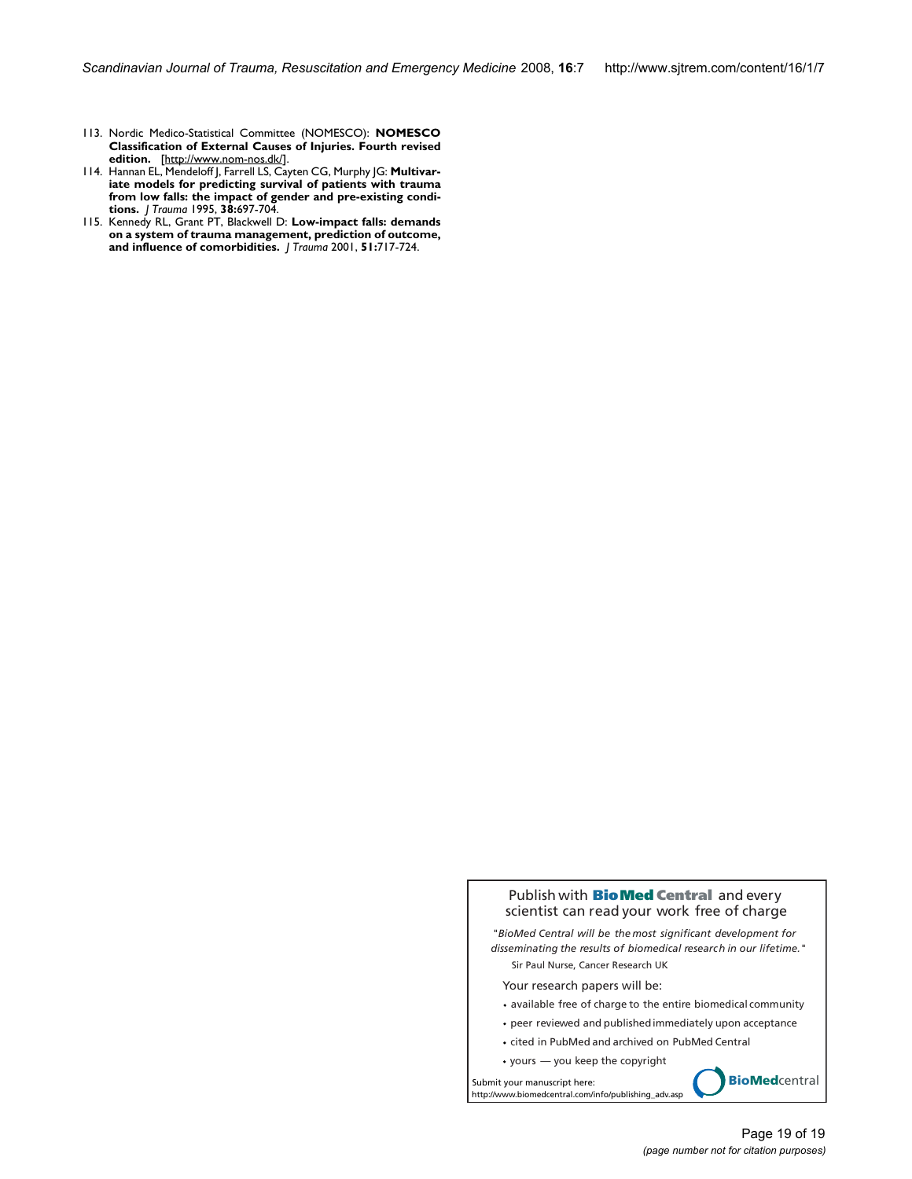113. Nordic Medico-Statistical Committee (NOMESCO): **NOMESCO Classification of External Causes of Injuries. Fourth revised edition.** [http://www.nom-nos.dk/].
114. Hannan EL, Mendeloff J, Farrell LS, Cayten CG, Murphy JG: **Multivariate models for predicting survival of patients with trauma from low falls: the impact of gender and pre-existing conditions.** *J Trauma* 1995, **38:**697-704.
115. Kennedy RL, Grant PT, Blackwell D: **Low-impact falls: demands on a system of trauma management, prediction of outcome, and influence of comorbidities.** *J Trauma* 2001, **51:**717-724.

Publish with **BioMed Central** and every scientist can read your work free of charge

*"BioMed Central will be the most significant development for disseminating the results of biomedical research in our lifetime."*

Sir Paul Nurse, Cancer Research UK

Your research papers will be:

- available free of charge to the entire biomedical community
- peer reviewed and published immediately upon acceptance
- cited in PubMed and archived on PubMed Central
- yours — you keep the copyright

Submit your manuscript here:
http://www.biomedcentral.com/info/publishing_adv.asp

**BioMed**central